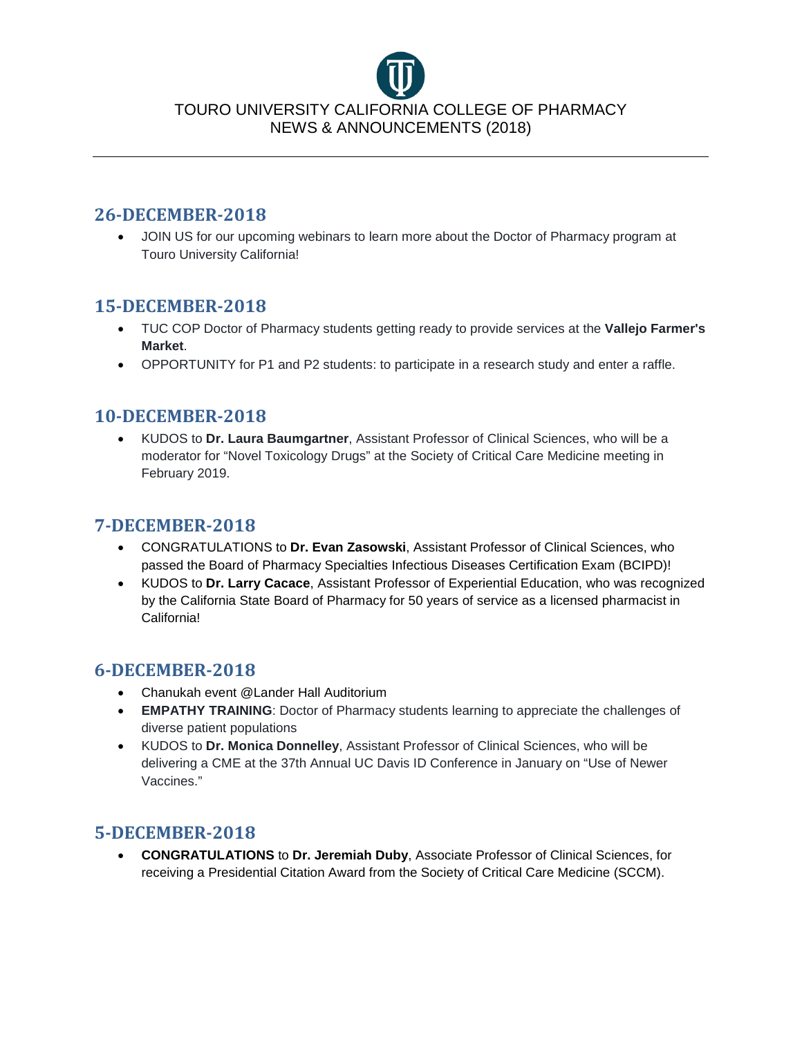TOURO UNIVERSITY CALIFORNIA COLLEGE OF PHARMACY
NEWS & ANNOUNCEMENTS (2018)

---

## 26-DECEMBER-2018

- JOIN US for our upcoming webinars to learn more about the Doctor of Pharmacy program at Touro University California!

## 15-DECEMBER-2018

- TUC COP Doctor of Pharmacy students getting ready to provide services at the **Vallejo Farmer's Market**.
- OPPORTUNITY for P1 and P2 students: to participate in a research study and enter a raffle.

## 10-DECEMBER-2018

- KUDOS to **Dr. Laura Baumgartner**, Assistant Professor of Clinical Sciences, who will be a moderator for "Novel Toxicology Drugs" at the Society of Critical Care Medicine meeting in February 2019.

## 7-DECEMBER-2018

- CONGRATULATIONS to **Dr. Evan Zasowski**, Assistant Professor of Clinical Sciences, who passed the Board of Pharmacy Specialties Infectious Diseases Certification Exam (BCIPD)!
- KUDOS to **Dr. Larry Cacace**, Assistant Professor of Experiential Education, who was recognized by the California State Board of Pharmacy for 50 years of service as a licensed pharmacist in California!

## 6-DECEMBER-2018

- Chanukah event @Lander Hall Auditorium
- **EMPATHY TRAINING**: Doctor of Pharmacy students learning to appreciate the challenges of diverse patient populations
- KUDOS to **Dr. Monica Donnelley**, Assistant Professor of Clinical Sciences, who will be delivering a CME at the 37th Annual UC Davis ID Conference in January on "Use of Newer Vaccines."

## 5-DECEMBER-2018

- **CONGRATULATIONS** to **Dr. Jeremiah Duby**, Associate Professor of Clinical Sciences, for receiving a Presidential Citation Award from the Society of Critical Care Medicine (SCCM).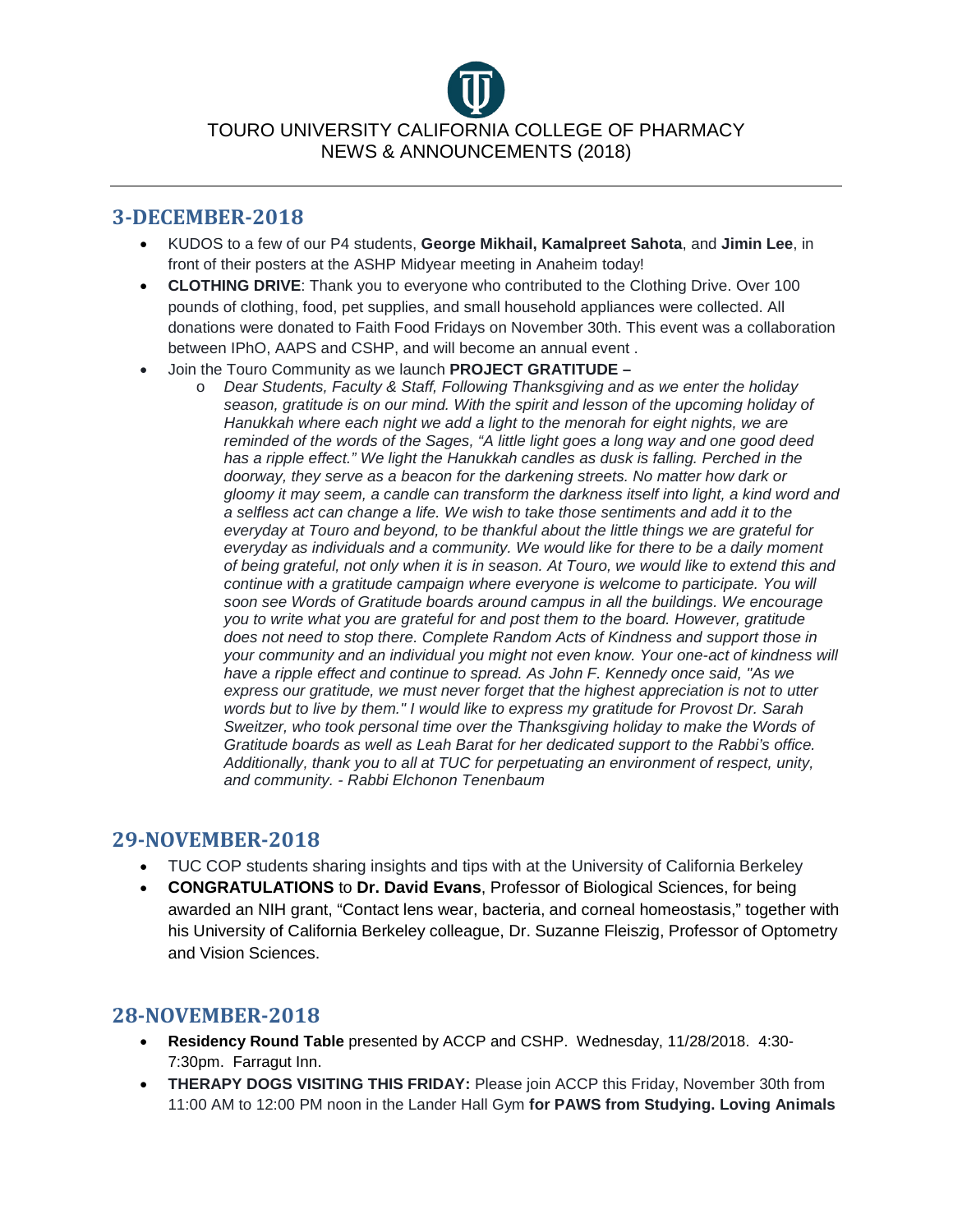TOURO UNIVERSITY CALIFORNIA COLLEGE OF PHARMACY
NEWS & ANNOUNCEMENTS (2018)

---

## 3-DECEMBER-2018

- KUDOS to a few of our P4 students, **George Mikhail, Kamalpreet Sahota**, and **Jimin Lee**, in front of their posters at the ASHP Midyear meeting in Anaheim today!
- **CLOTHING DRIVE**: Thank you to everyone who contributed to the Clothing Drive. Over 100 pounds of clothing, food, pet supplies, and small household appliances were collected. All donations were donated to Faith Food Fridays on November 30th. This event was a collaboration between IPhO, AAPS and CSHP, and will become an annual event .
- Join the Touro Community as we launch **PROJECT GRATITUDE –**
  - *Dear Students, Faculty & Staff, Following Thanksgiving and as we enter the holiday season, gratitude is on our mind. With the spirit and lesson of the upcoming holiday of Hanukkah where each night we add a light to the menorah for eight nights, we are reminded of the words of the Sages, "A little light goes a long way and one good deed has a ripple effect." We light the Hanukkah candles as dusk is falling. Perched in the doorway, they serve as a beacon for the darkening streets. No matter how dark or gloomy it may seem, a candle can transform the darkness itself into light, a kind word and a selfless act can change a life. We wish to take those sentiments and add it to the everyday at Touro and beyond, to be thankful about the little things we are grateful for everyday as individuals and a community. We would like for there to be a daily moment of being grateful, not only when it is in season. At Touro, we would like to extend this and continue with a gratitude campaign where everyone is welcome to participate. You will soon see Words of Gratitude boards around campus in all the buildings. We encourage you to write what you are grateful for and post them to the board. However, gratitude does not need to stop there. Complete Random Acts of Kindness and support those in your community and an individual you might not even know. Your one-act of kindness will have a ripple effect and continue to spread. As John F. Kennedy once said, "As we express our gratitude, we must never forget that the highest appreciation is not to utter words but to live by them." I would like to express my gratitude for Provost Dr. Sarah Sweitzer, who took personal time over the Thanksgiving holiday to make the Words of Gratitude boards as well as Leah Barat for her dedicated support to the Rabbi's office. Additionally, thank you to all at TUC for perpetuating an environment of respect, unity, and community. - Rabbi Elchonon Tenenbaum*

## 29-NOVEMBER-2018

- TUC COP students sharing insights and tips with at the University of California Berkeley
- **CONGRATULATIONS** to **Dr. David Evans**, Professor of Biological Sciences, for being awarded an NIH grant, "Contact lens wear, bacteria, and corneal homeostasis," together with his University of California Berkeley colleague, Dr. Suzanne Fleiszig, Professor of Optometry and Vision Sciences.

## 28-NOVEMBER-2018

- **Residency Round Table** presented by ACCP and CSHP. Wednesday, 11/28/2018. 4:30-7:30pm. Farragut Inn.
- **THERAPY DOGS VISITING THIS FRIDAY:** Please join ACCP this Friday, November 30th from 11:00 AM to 12:00 PM noon in the Lander Hall Gym **for PAWS from Studying. Loving Animals**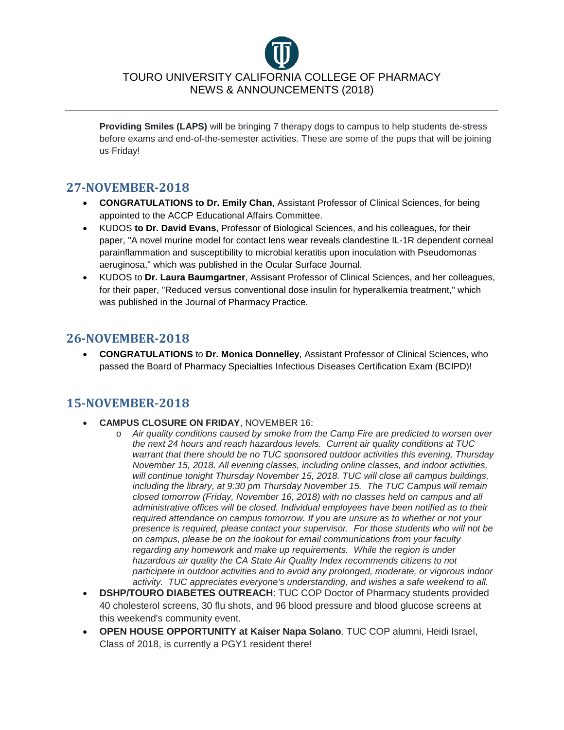**Providing Smiles (LAPS)** will be bringing 7 therapy dogs to campus to help students de-stress before exams and end-of-the-semester activities. These are some of the pups that will be joining us Friday!

## 27-NOVEMBER-2018

- **CONGRATULATIONS to Dr. Emily Chan**, Assistant Professor of Clinical Sciences, for being appointed to the ACCP Educational Affairs Committee.
- KUDOS **to Dr. David Evans**, Professor of Biological Sciences, and his colleagues, for their paper, "A novel murine model for contact lens wear reveals clandestine IL-1R dependent corneal parainflammation and susceptibility to microbial keratitis upon inoculation with Pseudomonas aeruginosa," which was published in the Ocular Surface Journal.
- KUDOS to **Dr. Laura Baumgartner**, Assisant Professor of Clinical Sciences, and her colleagues, for their paper, "Reduced versus conventional dose insulin for hyperalkemia treatment," which was published in the Journal of Pharmacy Practice.

## 26-NOVEMBER-2018

- **CONGRATULATIONS** to **Dr. Monica Donnelley**, Assistant Professor of Clinical Sciences, who passed the Board of Pharmacy Specialties Infectious Diseases Certification Exam (BCIPD)!

## 15-NOVEMBER-2018

- **CAMPUS CLOSURE ON FRIDAY**, NOVEMBER 16:
  - *Air quality conditions caused by smoke from the Camp Fire are predicted to worsen over the next 24 hours and reach hazardous levels. Current air quality conditions at TUC warrant that there should be no TUC sponsored outdoor activities this evening, Thursday November 15, 2018. All evening classes, including online classes, and indoor activities, will continue tonight Thursday November 15, 2018. TUC will close all campus buildings, including the library, at 9:30 pm Thursday November 15. The TUC Campus will remain closed tomorrow (Friday, November 16, 2018) with no classes held on campus and all administrative offices will be closed. Individual employees have been notified as to their required attendance on campus tomorrow. If you are unsure as to whether or not your presence is required, please contact your supervisor. For those students who will not be on campus, please be on the lookout for email communications from your faculty regarding any homework and make up requirements. While the region is under hazardous air quality the CA State Air Quality Index recommends citizens to not participate in outdoor activities and to avoid any prolonged, moderate, or vigorous indoor activity. TUC appreciates everyone's understanding, and wishes a safe weekend to all.*
- **DSHP/TOURO DIABETES OUTREACH**: TUC COP Doctor of Pharmacy students provided 40 cholesterol screens, 30 flu shots, and 96 blood pressure and blood glucose screens at this weekend's community event.
- **OPEN HOUSE OPPORTUNITY at Kaiser Napa Solano**. TUC COP alumni, Heidi Israel, Class of 2018, is currently a PGY1 resident there!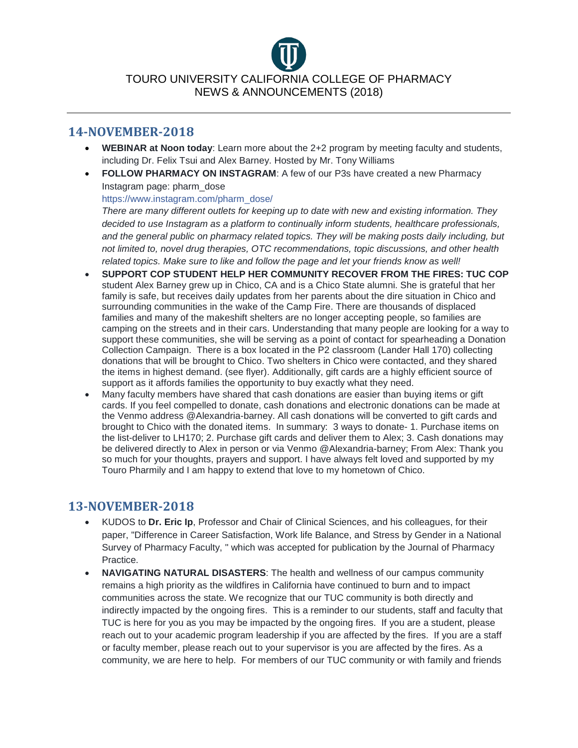TOURO UNIVERSITY CALIFORNIA COLLEGE OF PHARMACY
NEWS & ANNOUNCEMENTS (2018)

## 14-NOVEMBER-2018

- **WEBINAR at Noon today**: Learn more about the 2+2 program by meeting faculty and students, including Dr. Felix Tsui and Alex Barney. Hosted by Mr. Tony Williams
- **FOLLOW PHARMACY ON INSTAGRAM**: A few of our P3s have created a new Pharmacy Instagram page: pharm_dose
  https://www.instagram.com/pharm_dose/
  *There are many different outlets for keeping up to date with new and existing information. They decided to use Instagram as a platform to continually inform students, healthcare professionals, and the general public on pharmacy related topics. They will be making posts daily including, but not limited to, novel drug therapies, OTC recommendations, topic discussions, and other health related topics. Make sure to like and follow the page and let your friends know as well!*
- **SUPPORT COP STUDENT HELP HER COMMUNITY RECOVER FROM THE FIRES: TUC COP** student Alex Barney grew up in Chico, CA and is a Chico State alumni. She is grateful that her family is safe, but receives daily updates from her parents about the dire situation in Chico and surrounding communities in the wake of the Camp Fire. There are thousands of displaced families and many of the makeshift shelters are no longer accepting people, so families are camping on the streets and in their cars. Understanding that many people are looking for a way to support these communities, she will be serving as a point of contact for spearheading a Donation Collection Campaign. There is a box located in the P2 classroom (Lander Hall 170) collecting donations that will be brought to Chico. Two shelters in Chico were contacted, and they shared the items in highest demand. (see flyer). Additionally, gift cards are a highly efficient source of support as it affords families the opportunity to buy exactly what they need.
- Many faculty members have shared that cash donations are easier than buying items or gift cards. If you feel compelled to donate, cash donations and electronic donations can be made at the Venmo address @Alexandria-barney. All cash donations will be converted to gift cards and brought to Chico with the donated items. In summary: 3 ways to donate- 1. Purchase items on the list-deliver to LH170; 2. Purchase gift cards and deliver them to Alex; 3. Cash donations may be delivered directly to Alex in person or via Venmo @Alexandria-barney; From Alex: Thank you so much for your thoughts, prayers and support. I have always felt loved and supported by my Touro Pharmily and I am happy to extend that love to my hometown of Chico.

## 13-NOVEMBER-2018

- KUDOS to **Dr. Eric Ip**, Professor and Chair of Clinical Sciences, and his colleagues, for their paper, "Difference in Career Satisfaction, Work life Balance, and Stress by Gender in a National Survey of Pharmacy Faculty, " which was accepted for publication by the Journal of Pharmacy Practice.
- **NAVIGATING NATURAL DISASTERS**: The health and wellness of our campus community remains a high priority as the wildfires in California have continued to burn and to impact communities across the state. We recognize that our TUC community is both directly and indirectly impacted by the ongoing fires. This is a reminder to our students, staff and faculty that TUC is here for you as you may be impacted by the ongoing fires. If you are a student, please reach out to your academic program leadership if you are affected by the fires. If you are a staff or faculty member, please reach out to your supervisor is you are affected by the fires. As a community, we are here to help. For members of our TUC community or with family and friends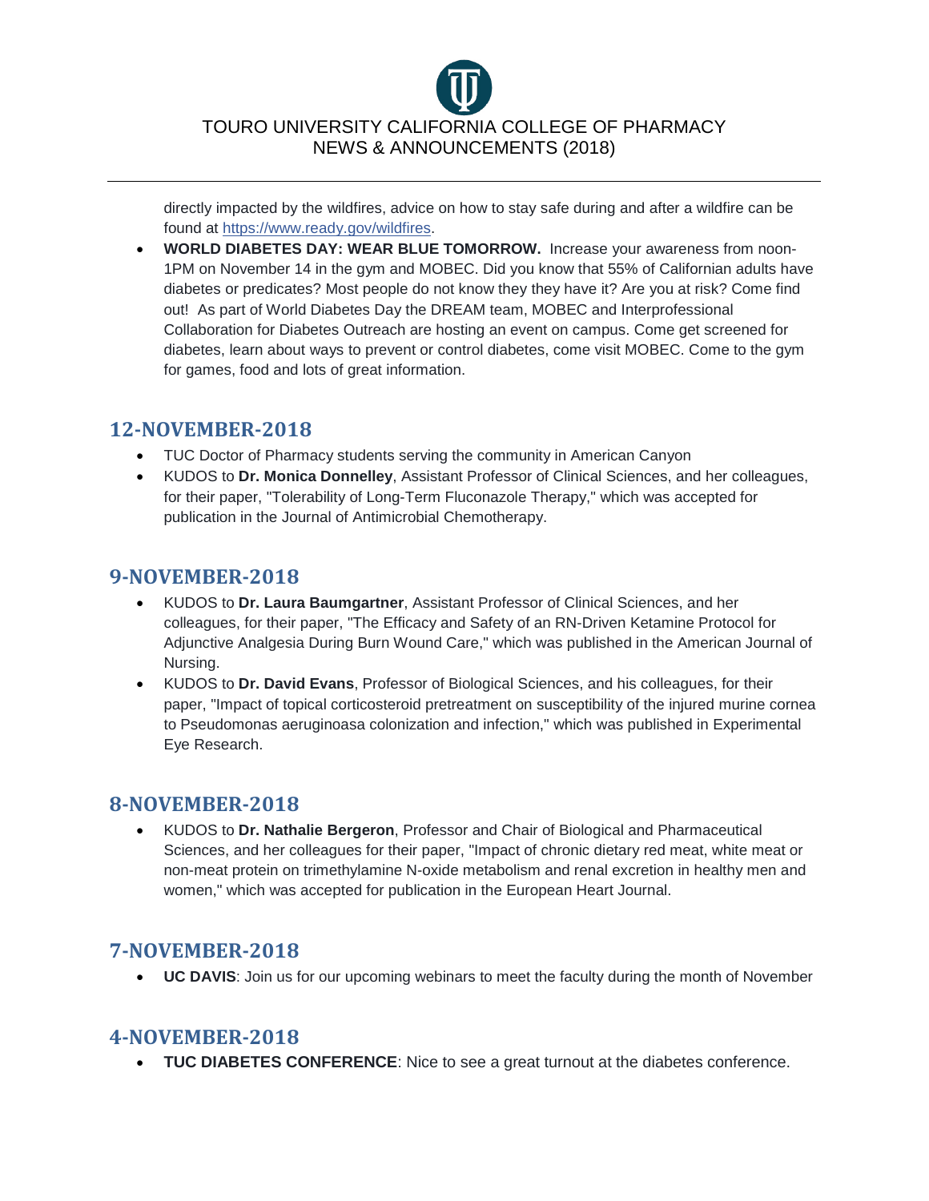directly impacted by the wildfires, advice on how to stay safe during and after a wildfire can be found at [https://www.ready.gov/wildfires](https://www.ready.gov/wildfires).

- **WORLD DIABETES DAY: WEAR BLUE TOMORROW.** Increase your awareness from noon-1PM on November 14 in the gym and MOBEC. Did you know that 55% of Californian adults have diabetes or predicates? Most people do not know they they have it? Are you at risk? Come find out! As part of World Diabetes Day the DREAM team, MOBEC and Interprofessional Collaboration for Diabetes Outreach are hosting an event on campus. Come get screened for diabetes, learn about ways to prevent or control diabetes, come visit MOBEC. Come to the gym for games, food and lots of great information.

## 12-NOVEMBER-2018

- TUC Doctor of Pharmacy students serving the community in American Canyon
- KUDOS to **Dr. Monica Donnelley**, Assistant Professor of Clinical Sciences, and her colleagues, for their paper, "Tolerability of Long-Term Fluconazole Therapy," which was accepted for publication in the Journal of Antimicrobial Chemotherapy.

## 9-NOVEMBER-2018

- KUDOS to **Dr. Laura Baumgartner**, Assistant Professor of Clinical Sciences, and her colleagues, for their paper, "The Efficacy and Safety of an RN-Driven Ketamine Protocol for Adjunctive Analgesia During Burn Wound Care," which was published in the American Journal of Nursing.
- KUDOS to **Dr. David Evans**, Professor of Biological Sciences, and his colleagues, for their paper, "Impact of topical corticosteroid pretreatment on susceptibility of the injured murine cornea to Pseudomonas aeruginoasa colonization and infection," which was published in Experimental Eye Research.

## 8-NOVEMBER-2018

- KUDOS to **Dr. Nathalie Bergeron**, Professor and Chair of Biological and Pharmaceutical Sciences, and her colleagues for their paper, "Impact of chronic dietary red meat, white meat or non-meat protein on trimethylamine N-oxide metabolism and renal excretion in healthy men and women," which was accepted for publication in the European Heart Journal.

## 7-NOVEMBER-2018

- **UC DAVIS**: Join us for our upcoming webinars to meet the faculty during the month of November

## 4-NOVEMBER-2018

- **TUC DIABETES CONFERENCE**: Nice to see a great turnout at the diabetes conference.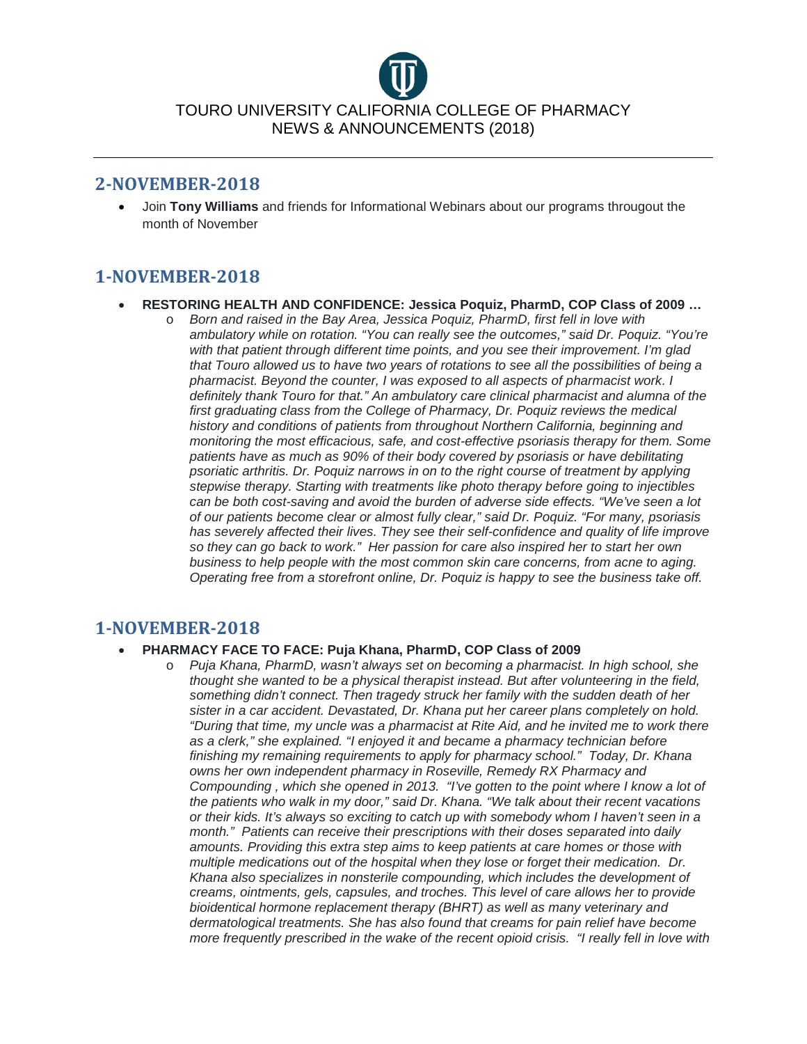TOURO UNIVERSITY CALIFORNIA COLLEGE OF PHARMACY
NEWS & ANNOUNCEMENTS (2018)

## 2-NOVEMBER-2018

- Join **Tony Williams** and friends for Informational Webinars about our programs througout the month of November

## 1-NOVEMBER-2018

- **RESTORING HEALTH AND CONFIDENCE: Jessica Poquiz, PharmD, COP Class of 2009 …**
  - *Born and raised in the Bay Area, Jessica Poquiz, PharmD, first fell in love with ambulatory while on rotation. "You can really see the outcomes," said Dr. Poquiz. "You're with that patient through different time points, and you see their improvement. I'm glad that Touro allowed us to have two years of rotations to see all the possibilities of being a pharmacist. Beyond the counter, I was exposed to all aspects of pharmacist work. I definitely thank Touro for that." An ambulatory care clinical pharmacist and alumna of the first graduating class from the College of Pharmacy, Dr. Poquiz reviews the medical history and conditions of patients from throughout Northern California, beginning and monitoring the most efficacious, safe, and cost-effective psoriasis therapy for them. Some patients have as much as 90% of their body covered by psoriasis or have debilitating psoriatic arthritis. Dr. Poquiz narrows in on to the right course of treatment by applying stepwise therapy. Starting with treatments like photo therapy before going to injectibles can be both cost-saving and avoid the burden of adverse side effects. "We've seen a lot of our patients become clear or almost fully clear," said Dr. Poquiz. "For many, psoriasis has severely affected their lives. They see their self-confidence and quality of life improve so they can go back to work." Her passion for care also inspired her to start her own business to help people with the most common skin care concerns, from acne to aging. Operating free from a storefront online, Dr. Poquiz is happy to see the business take off.*

## 1-NOVEMBER-2018

- **PHARMACY FACE TO FACE: Puja Khana, PharmD, COP Class of 2009**
  - *Puja Khana, PharmD, wasn't always set on becoming a pharmacist. In high school, she thought she wanted to be a physical therapist instead. But after volunteering in the field, something didn't connect. Then tragedy struck her family with the sudden death of her sister in a car accident. Devastated, Dr. Khana put her career plans completely on hold. "During that time, my uncle was a pharmacist at Rite Aid, and he invited me to work there as a clerk," she explained. "I enjoyed it and became a pharmacy technician before finishing my remaining requirements to apply for pharmacy school." Today, Dr. Khana owns her own independent pharmacy in Roseville, Remedy RX Pharmacy and Compounding , which she opened in 2013. "I've gotten to the point where I know a lot of the patients who walk in my door," said Dr. Khana. "We talk about their recent vacations or their kids. It's always so exciting to catch up with somebody whom I haven't seen in a month." Patients can receive their prescriptions with their doses separated into daily amounts. Providing this extra step aims to keep patients at care homes or those with multiple medications out of the hospital when they lose or forget their medication. Dr. Khana also specializes in nonsterile compounding, which includes the development of creams, ointments, gels, capsules, and troches. This level of care allows her to provide bioidentical hormone replacement therapy (BHRT) as well as many veterinary and dermatological treatments. She has also found that creams for pain relief have become more frequently prescribed in the wake of the recent opioid crisis. "I really fell in love with*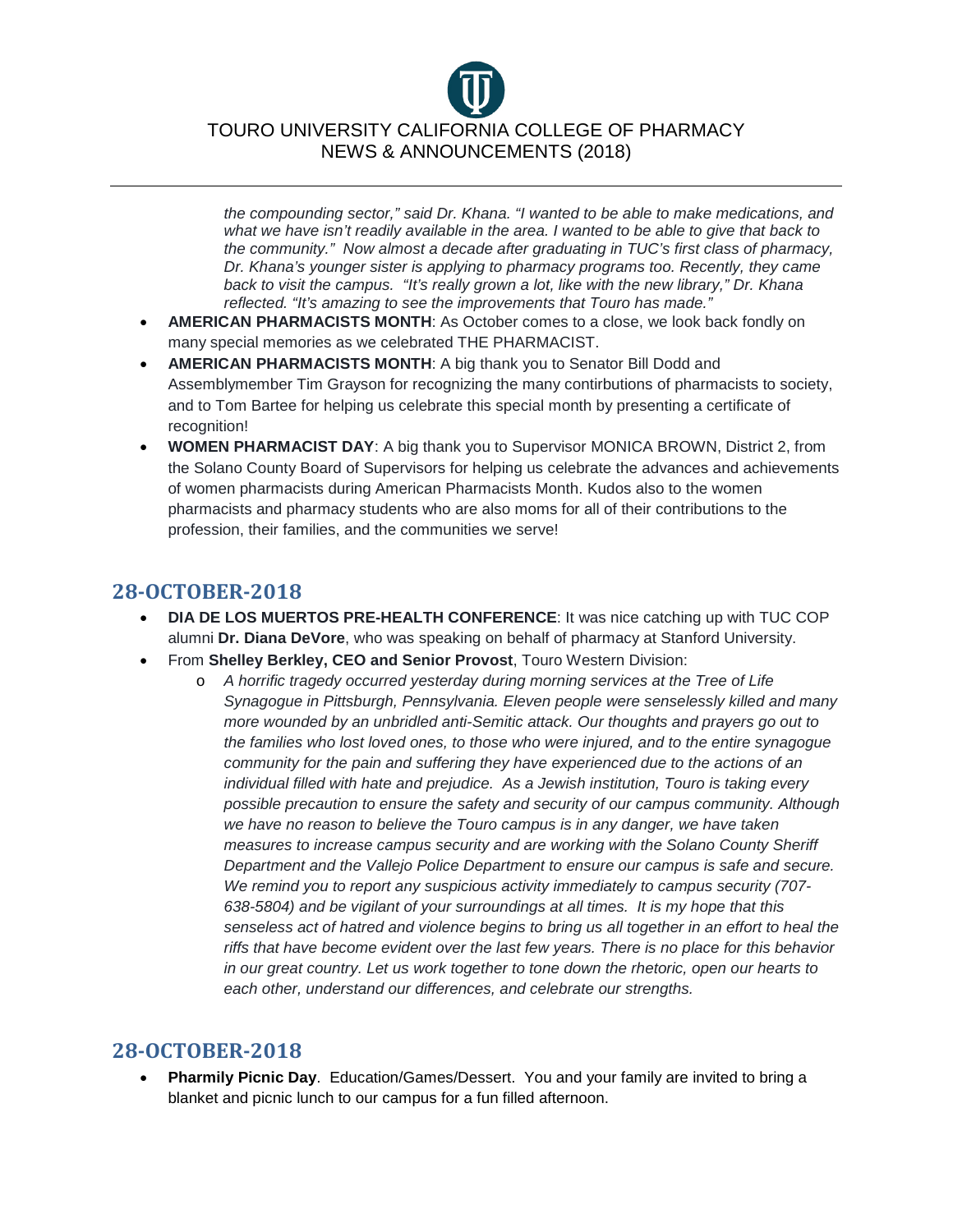*the compounding sector," said Dr. Khana. "I wanted to be able to make medications, and what we have isn't readily available in the area. I wanted to be able to give that back to the community." Now almost a decade after graduating in TUC's first class of pharmacy, Dr. Khana's younger sister is applying to pharmacy programs too. Recently, they came back to visit the campus. "It's really grown a lot, like with the new library," Dr. Khana reflected. "It's amazing to see the improvements that Touro has made."*

- **AMERICAN PHARMACISTS MONTH**: As October comes to a close, we look back fondly on many special memories as we celebrated THE PHARMACIST.
- **AMERICAN PHARMACISTS MONTH**: A big thank you to Senator Bill Dodd and Assemblymember Tim Grayson for recognizing the many contirbutions of pharmacists to society, and to Tom Bartee for helping us celebrate this special month by presenting a certificate of recognition!
- **WOMEN PHARMACIST DAY**: A big thank you to Supervisor MONICA BROWN, District 2, from the Solano County Board of Supervisors for helping us celebrate the advances and achievements of women pharmacists during American Pharmacists Month. Kudos also to the women pharmacists and pharmacy students who are also moms for all of their contributions to the profession, their families, and the communities we serve!

## 28-OCTOBER-2018

- **DIA DE LOS MUERTOS PRE-HEALTH CONFERENCE**: It was nice catching up with TUC COP alumni **Dr. Diana DeVore**, who was speaking on behalf of pharmacy at Stanford University.
- From **Shelley Berkley, CEO and Senior Provost**, Touro Western Division:
  - *A horrific tragedy occurred yesterday during morning services at the Tree of Life Synagogue in Pittsburgh, Pennsylvania. Eleven people were senselessly killed and many more wounded by an unbridled anti-Semitic attack. Our thoughts and prayers go out to the families who lost loved ones, to those who were injured, and to the entire synagogue community for the pain and suffering they have experienced due to the actions of an individual filled with hate and prejudice. As a Jewish institution, Touro is taking every possible precaution to ensure the safety and security of our campus community. Although we have no reason to believe the Touro campus is in any danger, we have taken measures to increase campus security and are working with the Solano County Sheriff Department and the Vallejo Police Department to ensure our campus is safe and secure. We remind you to report any suspicious activity immediately to campus security (707-638-5804) and be vigilant of your surroundings at all times. It is my hope that this senseless act of hatred and violence begins to bring us all together in an effort to heal the riffs that have become evident over the last few years. There is no place for this behavior in our great country. Let us work together to tone down the rhetoric, open our hearts to each other, understand our differences, and celebrate our strengths.*

## 28-OCTOBER-2018

- **Pharmily Picnic Day**. Education/Games/Dessert. You and your family are invited to bring a blanket and picnic lunch to our campus for a fun filled afternoon.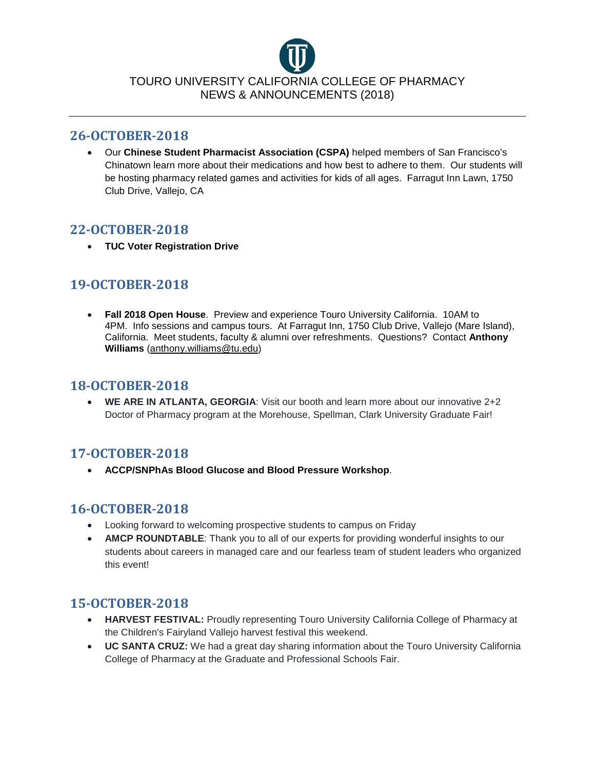TOURO UNIVERSITY CALIFORNIA COLLEGE OF PHARMACY
NEWS & ANNOUNCEMENTS (2018)

---

## 26-OCTOBER-2018

- Our **Chinese Student Pharmacist Association (CSPA)** helped members of San Francisco's Chinatown learn more about their medications and how best to adhere to them. Our students will be hosting pharmacy related games and activities for kids of all ages. Farragut Inn Lawn, 1750 Club Drive, Vallejo, CA

## 22-OCTOBER-2018

- **TUC Voter Registration Drive**

## 19-OCTOBER-2018

- **Fall 2018 Open House**. Preview and experience Touro University California. 10AM to 4PM. Info sessions and campus tours. At Farragut Inn, 1750 Club Drive, Vallejo (Mare Island), California. Meet students, faculty & alumni over refreshments. Questions? Contact **Anthony Williams** (anthony.williams@tu.edu)

## 18-OCTOBER-2018

- **WE ARE IN ATLANTA, GEORGIA**: Visit our booth and learn more about our innovative 2+2 Doctor of Pharmacy program at the Morehouse, Spellman, Clark University Graduate Fair!

## 17-OCTOBER-2018

- **ACCP/SNPhAs Blood Glucose and Blood Pressure Workshop**.

## 16-OCTOBER-2018

- Looking forward to welcoming prospective students to campus on Friday
- **AMCP ROUNDTABLE**: Thank you to all of our experts for providing wonderful insights to our students about careers in managed care and our fearless team of student leaders who organized this event!

## 15-OCTOBER-2018

- **HARVEST FESTIVAL:** Proudly representing Touro University California College of Pharmacy at the Children's Fairyland Vallejo harvest festival this weekend.
- **UC SANTA CRUZ:** We had a great day sharing information about the Touro University California College of Pharmacy at the Graduate and Professional Schools Fair.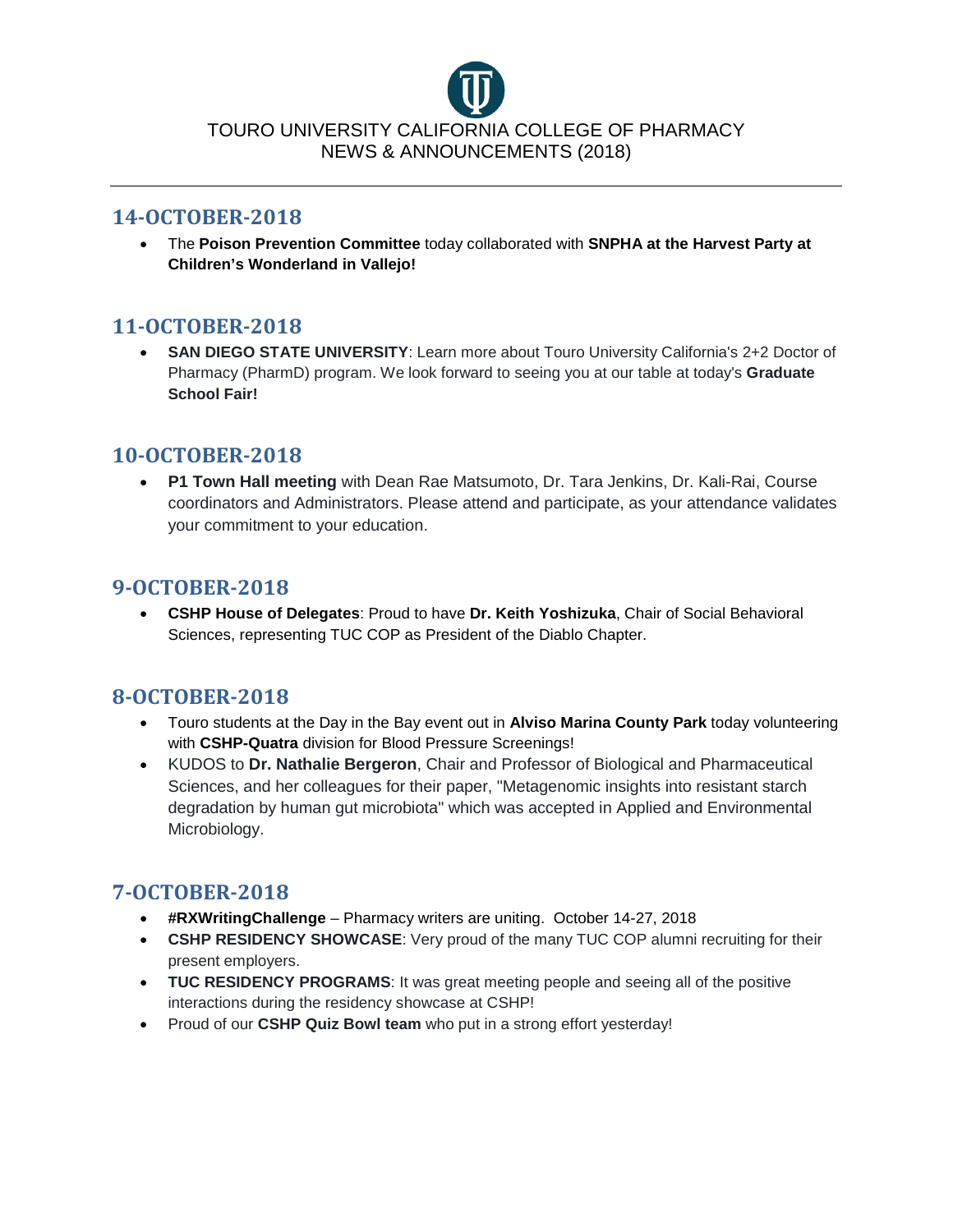TOURO UNIVERSITY CALIFORNIA COLLEGE OF PHARMACY
NEWS & ANNOUNCEMENTS (2018)

## 14-OCTOBER-2018

- The **Poison Prevention Committee** today collaborated with **SNPHA at the Harvest Party at Children's Wonderland in Vallejo!**

## 11-OCTOBER-2018

- **SAN DIEGO STATE UNIVERSITY**: Learn more about Touro University California's 2+2 Doctor of Pharmacy (PharmD) program. We look forward to seeing you at our table at today's **Graduate School Fair!**

## 10-OCTOBER-2018

- **P1 Town Hall meeting** with Dean Rae Matsumoto, Dr. Tara Jenkins, Dr. Kali-Rai, Course coordinators and Administrators. Please attend and participate, as your attendance validates your commitment to your education.

## 9-OCTOBER-2018

- **CSHP House of Delegates**: Proud to have **Dr. Keith Yoshizuka**, Chair of Social Behavioral Sciences, representing TUC COP as President of the Diablo Chapter.

## 8-OCTOBER-2018

- Touro students at the Day in the Bay event out in **Alviso Marina County Park** today volunteering with **CSHP-Quatra** division for Blood Pressure Screenings!
- KUDOS to **Dr. Nathalie Bergeron**, Chair and Professor of Biological and Pharmaceutical Sciences, and her colleagues for their paper, "Metagenomic insights into resistant starch degradation by human gut microbiota" which was accepted in Applied and Environmental Microbiology.

## 7-OCTOBER-2018

- **#RXWritingChallenge** – Pharmacy writers are uniting. October 14-27, 2018
- **CSHP RESIDENCY SHOWCASE**: Very proud of the many TUC COP alumni recruiting for their present employers.
- **TUC RESIDENCY PROGRAMS**: It was great meeting people and seeing all of the positive interactions during the residency showcase at CSHP!
- Proud of our **CSHP Quiz Bowl team** who put in a strong effort yesterday!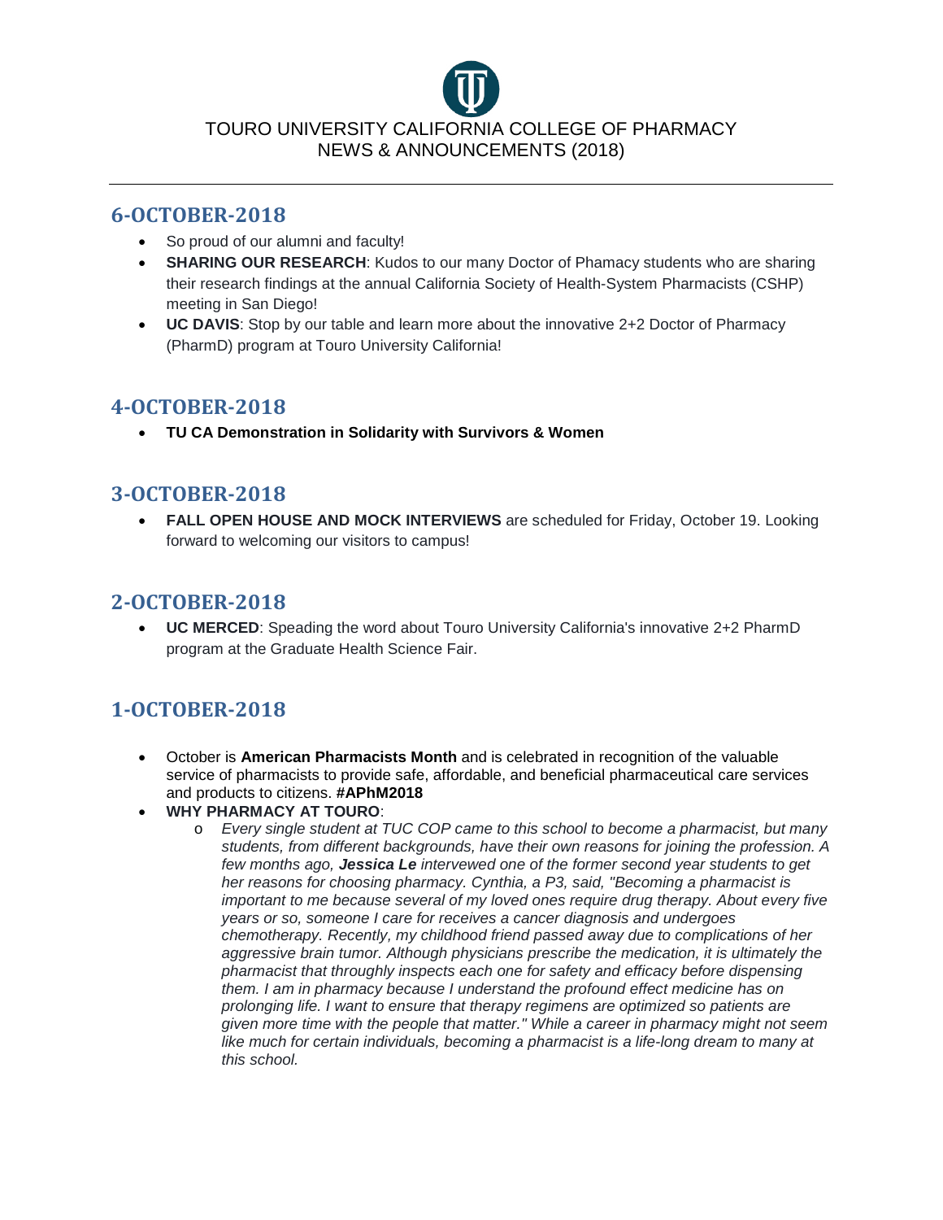TOURO UNIVERSITY CALIFORNIA COLLEGE OF PHARMACY
NEWS & ANNOUNCEMENTS (2018)

---

## 6-OCTOBER-2018

- So proud of our alumni and faculty!
- **SHARING OUR RESEARCH**: Kudos to our many Doctor of Phamacy students who are sharing their research findings at the annual California Society of Health-System Pharmacists (CSHP) meeting in San Diego!
- **UC DAVIS**: Stop by our table and learn more about the innovative 2+2 Doctor of Pharmacy (PharmD) program at Touro University California!

## 4-OCTOBER-2018

- **TU CA Demonstration in Solidarity with Survivors & Women**

## 3-OCTOBER-2018

- **FALL OPEN HOUSE AND MOCK INTERVIEWS** are scheduled for Friday, October 19. Looking forward to welcoming our visitors to campus!

## 2-OCTOBER-2018

- **UC MERCED**: Speading the word about Touro University California's innovative 2+2 PharmD program at the Graduate Health Science Fair.

## 1-OCTOBER-2018

- October is **American Pharmacists Month** and is celebrated in recognition of the valuable service of pharmacists to provide safe, affordable, and beneficial pharmaceutical care services and products to citizens. **#APhM2018**
- **WHY PHARMACY AT TOURO**:
  - *Every single student at TUC COP came to this school to become a pharmacist, but many students, from different backgrounds, have their own reasons for joining the profession. A few months ago,* ***Jessica Le*** *intervewed one of the former second year students to get her reasons for choosing pharmacy. Cynthia, a P3, said, "Becoming a pharmacist is important to me because several of my loved ones require drug therapy. About every five years or so, someone I care for receives a cancer diagnosis and undergoes chemotherapy. Recently, my childhood friend passed away due to complications of her aggressive brain tumor. Although physicians prescribe the medication, it is ultimately the pharmacist that throughly inspects each one for safety and efficacy before dispensing them. I am in pharmacy because I understand the profound effect medicine has on prolonging life. I want to ensure that therapy regimens are optimized so patients are given more time with the people that matter." While a career in pharmacy might not seem like much for certain individuals, becoming a pharmacist is a life-long dream to many at this school.*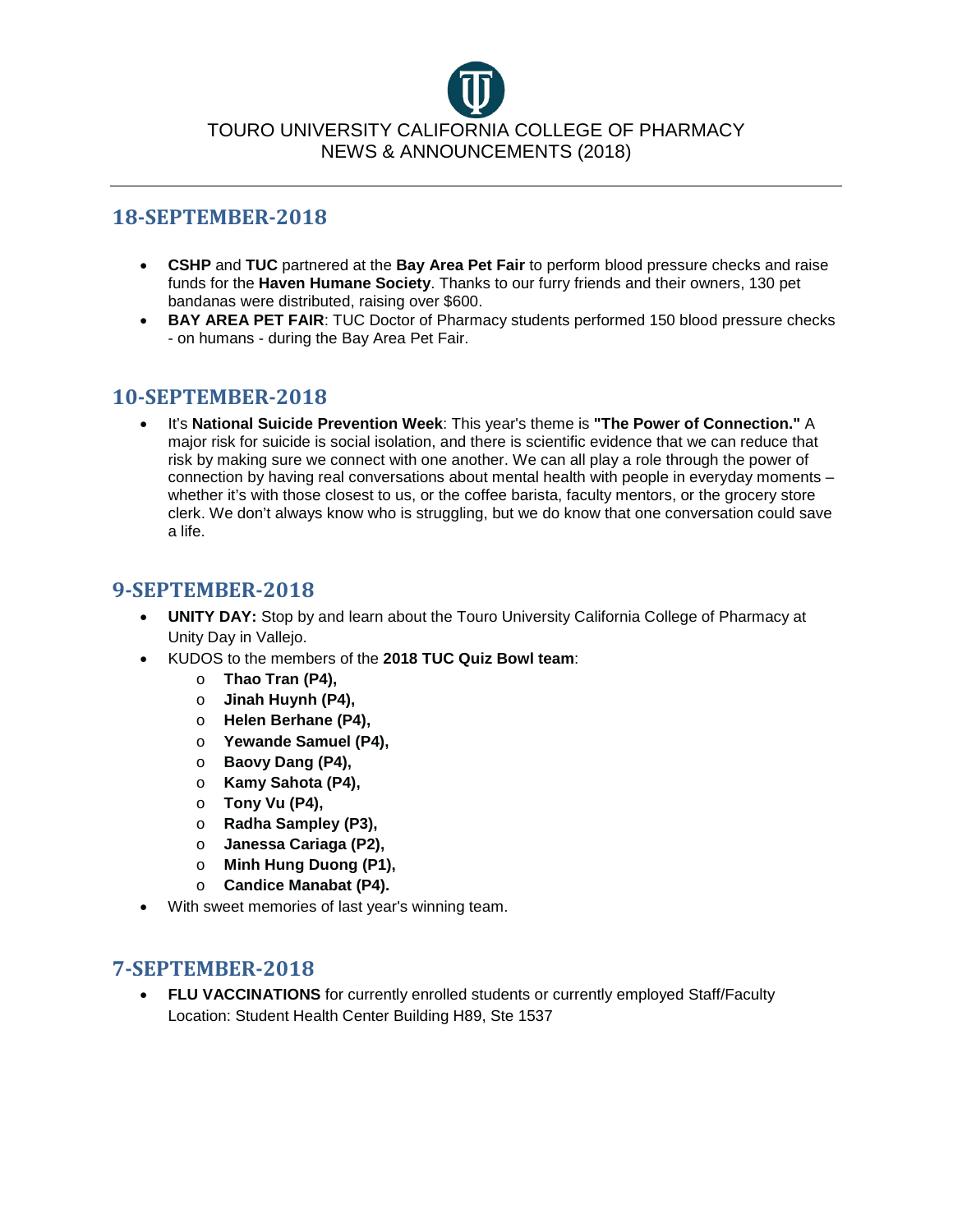TOURO UNIVERSITY CALIFORNIA COLLEGE OF PHARMACY
NEWS & ANNOUNCEMENTS (2018)

## 18-SEPTEMBER-2018

- **CSHP** and **TUC** partnered at the **Bay Area Pet Fair** to perform blood pressure checks and raise funds for the **Haven Humane Society**. Thanks to our furry friends and their owners, 130 pet bandanas were distributed, raising over $600.
- **BAY AREA PET FAIR**: TUC Doctor of Pharmacy students performed 150 blood pressure checks - on humans - during the Bay Area Pet Fair.

## 10-SEPTEMBER-2018

- It's **National Suicide Prevention Week**: This year's theme is **"The Power of Connection."** A major risk for suicide is social isolation, and there is scientific evidence that we can reduce that risk by making sure we connect with one another. We can all play a role through the power of connection by having real conversations about mental health with people in everyday moments – whether it's with those closest to us, or the coffee barista, faculty mentors, or the grocery store clerk. We don't always know who is struggling, but we do know that one conversation could save a life.

## 9-SEPTEMBER-2018

- **UNITY DAY:** Stop by and learn about the Touro University California College of Pharmacy at Unity Day in Vallejo.
- KUDOS to the members of the **2018 TUC Quiz Bowl team**:
  - **Thao Tran (P4),**
  - **Jinah Huynh (P4),**
  - **Helen Berhane (P4),**
  - **Yewande Samuel (P4),**
  - **Baovy Dang (P4),**
  - **Kamy Sahota (P4),**
  - **Tony Vu (P4),**
  - **Radha Sampley (P3),**
  - **Janessa Cariaga (P2),**
  - **Minh Hung Duong (P1),**
  - **Candice Manabat (P4).**
- With sweet memories of last year's winning team.

## 7-SEPTEMBER-2018

- **FLU VACCINATIONS** for currently enrolled students or currently employed Staff/Faculty
  Location: Student Health Center Building H89, Ste 1537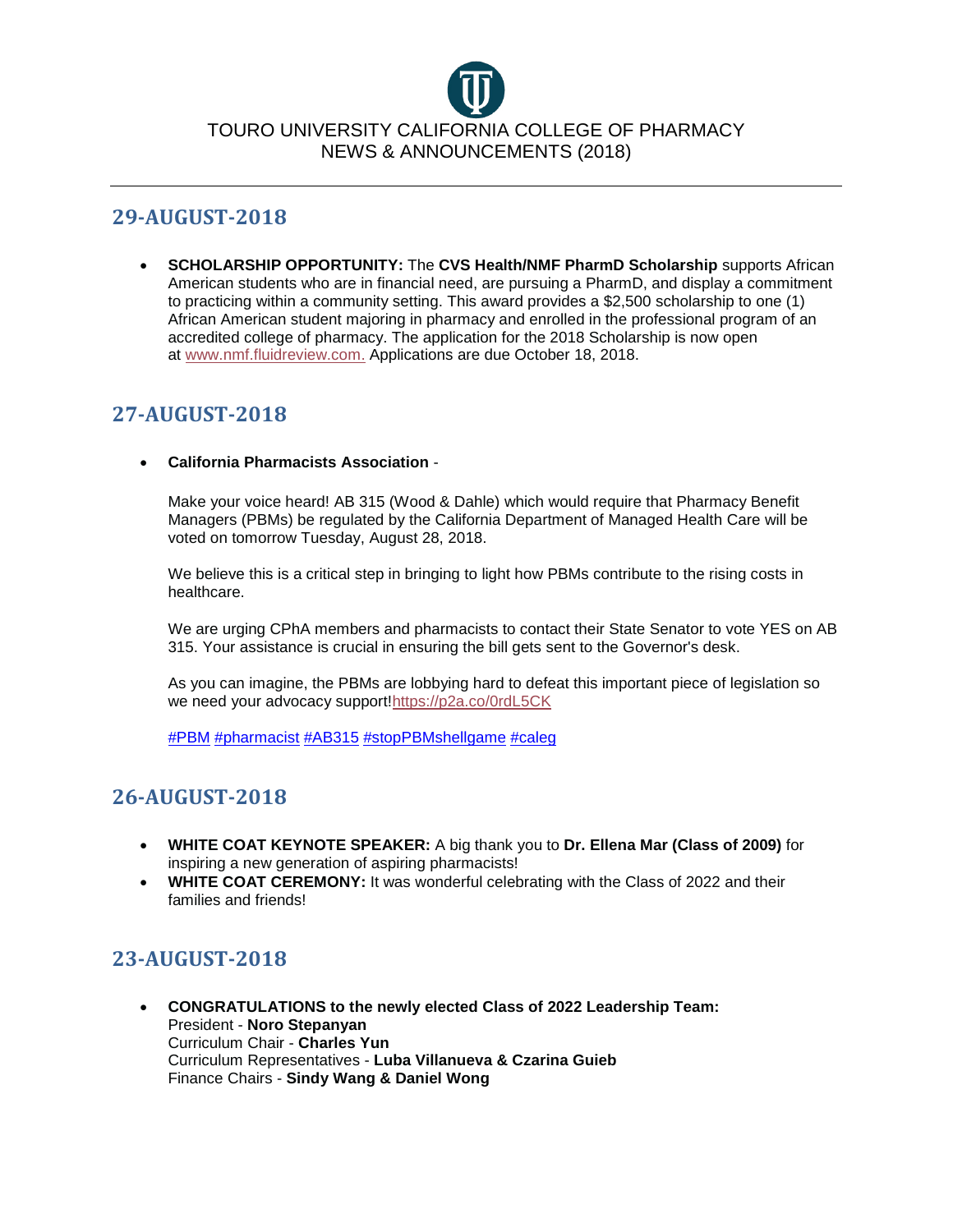TOURO UNIVERSITY CALIFORNIA COLLEGE OF PHARMACY
NEWS & ANNOUNCEMENTS (2018)

## 29-AUGUST-2018

- **SCHOLARSHIP OPPORTUNITY:** The **CVS Health/NMF PharmD Scholarship** supports African American students who are in financial need, are pursuing a PharmD, and display a commitment to practicing within a community setting. This award provides a $2,500 scholarship to one (1) African American student majoring in pharmacy and enrolled in the professional program of an accredited college of pharmacy. The application for the 2018 Scholarship is now open at [www.nmf.fluidreview.com.](www.nmf.fluidreview.com) Applications are due October 18, 2018.

## 27-AUGUST-2018

- **California Pharmacists Association** -

  Make your voice heard! AB 315 (Wood & Dahle) which would require that Pharmacy Benefit Managers (PBMs) be regulated by the California Department of Managed Health Care will be voted on tomorrow Tuesday, August 28, 2018.

  We believe this is a critical step in bringing to light how PBMs contribute to the rising costs in healthcare.

  We are urging CPhA members and pharmacists to contact their State Senator to vote YES on AB 315. Your assistance is crucial in ensuring the bill gets sent to the Governor's desk.

  As you can imagine, the PBMs are lobbying hard to defeat this important piece of legislation so we need your advocacy support![https://p2a.co/0rdL5CK](https://p2a.co/0rdL5CK)

  #PBM #pharmacist #AB315 #stopPBMshellgame #caleg

## 26-AUGUST-2018

- **WHITE COAT KEYNOTE SPEAKER:** A big thank you to **Dr. Ellena Mar (Class of 2009)** for inspiring a new generation of aspiring pharmacists!
- **WHITE COAT CEREMONY:** It was wonderful celebrating with the Class of 2022 and their families and friends!

## 23-AUGUST-2018

- **CONGRATULATIONS to the newly elected Class of 2022 Leadership Team:**
  President - **Noro Stepanyan**
  Curriculum Chair - **Charles Yun**
  Curriculum Representatives - **Luba Villanueva & Czarina Guieb**
  Finance Chairs - **Sindy Wang & Daniel Wong**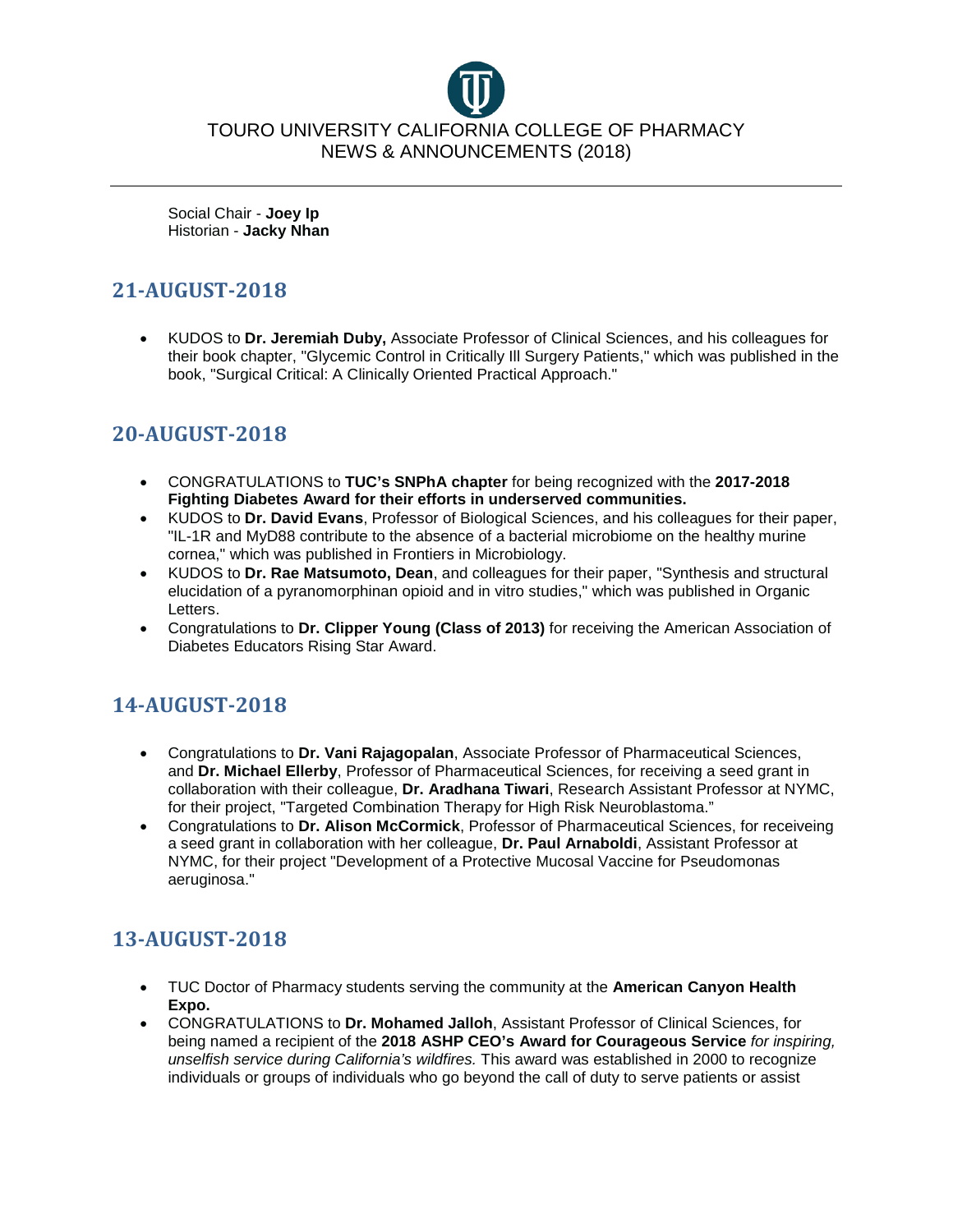Social Chair - **Joey Ip**
Historian - **Jacky Nhan**

## 21-AUGUST-2018

- KUDOS to **Dr. Jeremiah Duby,** Associate Professor of Clinical Sciences, and his colleagues for their book chapter, "Glycemic Control in Critically Ill Surgery Patients," which was published in the book, "Surgical Critical: A Clinically Oriented Practical Approach."

## 20-AUGUST-2018

- CONGRATULATIONS to **TUC's SNPhA chapter** for being recognized with the **2017-2018 Fighting Diabetes Award for their efforts in underserved communities.**
- KUDOS to **Dr. David Evans**, Professor of Biological Sciences, and his colleagues for their paper, "IL-1R and MyD88 contribute to the absence of a bacterial microbiome on the healthy murine cornea," which was published in Frontiers in Microbiology.
- KUDOS to **Dr. Rae Matsumoto, Dean**, and colleagues for their paper, "Synthesis and structural elucidation of a pyranomorphinan opioid and in vitro studies," which was published in Organic Letters.
- Congratulations to **Dr. Clipper Young (Class of 2013)** for receiving the American Association of Diabetes Educators Rising Star Award.

## 14-AUGUST-2018

- Congratulations to **Dr. Vani Rajagopalan**, Associate Professor of Pharmaceutical Sciences, and **Dr. Michael Ellerby**, Professor of Pharmaceutical Sciences, for receiving a seed grant in collaboration with their colleague, **Dr. Aradhana Tiwari**, Research Assistant Professor at NYMC, for their project, "Targeted Combination Therapy for High Risk Neuroblastoma."
- Congratulations to **Dr. Alison McCormick**, Professor of Pharmaceutical Sciences, for receiveing a seed grant in collaboration with her colleague, **Dr. Paul Arnaboldi**, Assistant Professor at NYMC, for their project "Development of a Protective Mucosal Vaccine for Pseudomonas aeruginosa."

## 13-AUGUST-2018

- TUC Doctor of Pharmacy students serving the community at the **American Canyon Health Expo.**
- CONGRATULATIONS to **Dr. Mohamed Jalloh**, Assistant Professor of Clinical Sciences, for being named a recipient of the **2018 ASHP CEO's Award for Courageous Service** *for inspiring, unselfish service during California's wildfires.* This award was established in 2000 to recognize individuals or groups of individuals who go beyond the call of duty to serve patients or assist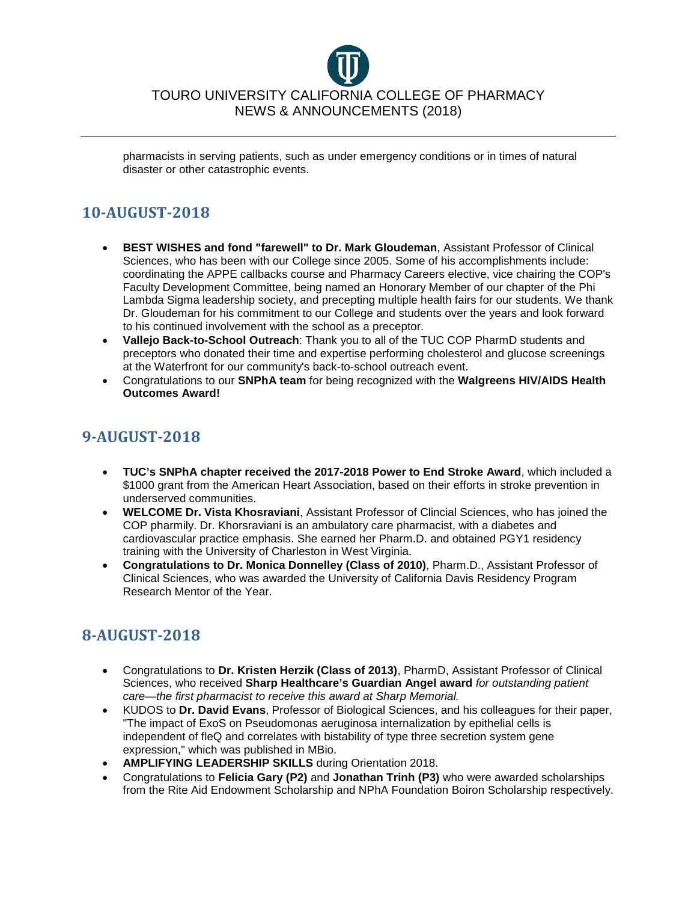pharmacists in serving patients, such as under emergency conditions or in times of natural disaster or other catastrophic events.

## 10-AUGUST-2018

- **BEST WISHES and fond "farewell" to Dr. Mark Gloudeman**, Assistant Professor of Clinical Sciences, who has been with our College since 2005. Some of his accomplishments include: coordinating the APPE callbacks course and Pharmacy Careers elective, vice chairing the COP's Faculty Development Committee, being named an Honorary Member of our chapter of the Phi Lambda Sigma leadership society, and precepting multiple health fairs for our students. We thank Dr. Gloudeman for his commitment to our College and students over the years and look forward to his continued involvement with the school as a preceptor.
- **Vallejo Back-to-School Outreach**: Thank you to all of the TUC COP PharmD students and preceptors who donated their time and expertise performing cholesterol and glucose screenings at the Waterfront for our community's back-to-school outreach event.
- Congratulations to our **SNPhA team** for being recognized with the **Walgreens HIV/AIDS Health Outcomes Award!**

## 9-AUGUST-2018

- **TUC's SNPhA chapter received the 2017-2018 Power to End Stroke Award**, which included a $1000 grant from the American Heart Association, based on their efforts in stroke prevention in underserved communities.
- **WELCOME Dr. Vista Khosraviani**, Assistant Professor of Clincial Sciences, who has joined the COP pharmily. Dr. Khorsraviani is an ambulatory care pharmacist, with a diabetes and cardiovascular practice emphasis. She earned her Pharm.D. and obtained PGY1 residency training with the University of Charleston in West Virginia.
- **Congratulations to Dr. Monica Donnelley (Class of 2010)**, Pharm.D., Assistant Professor of Clinical Sciences, who was awarded the University of California Davis Residency Program Research Mentor of the Year.

## 8-AUGUST-2018

- Congratulations to **Dr. Kristen Herzik (Class of 2013)**, PharmD, Assistant Professor of Clinical Sciences, who received **Sharp Healthcare's Guardian Angel award** *for outstanding patient care—the first pharmacist to receive this award at Sharp Memorial.*
- KUDOS to **Dr. David Evans**, Professor of Biological Sciences, and his colleagues for their paper, "The impact of ExoS on Pseudomonas aeruginosa internalization by epithelial cells is independent of fleQ and correlates with bistability of type three secretion system gene expression," which was published in MBio.
- **AMPLIFYING LEADERSHIP SKILLS** during Orientation 2018.
- Congratulations to **Felicia Gary (P2)** and **Jonathan Trinh (P3)** who were awarded scholarships from the Rite Aid Endowment Scholarship and NPhA Foundation Boiron Scholarship respectively.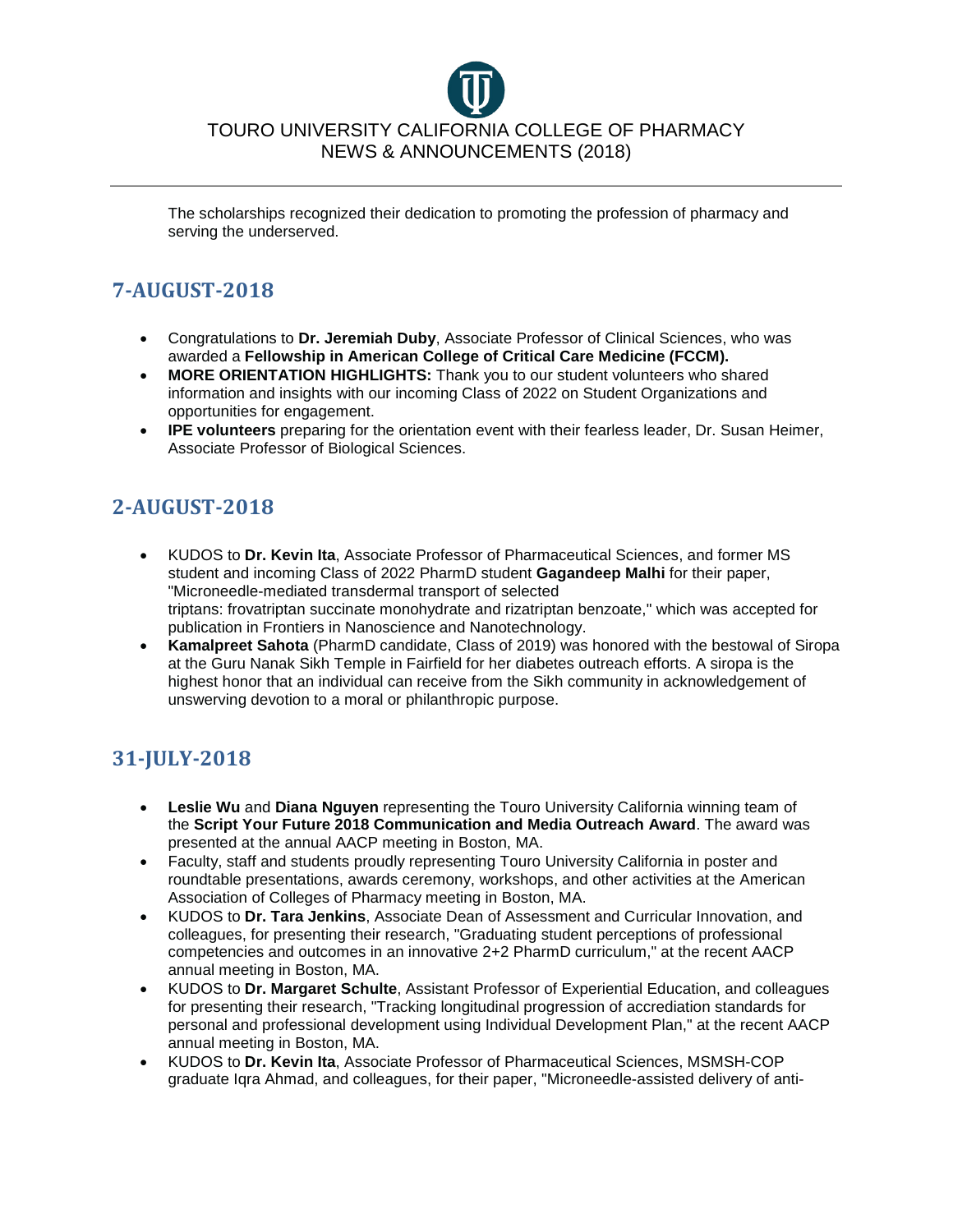The scholarships recognized their dedication to promoting the profession of pharmacy and serving the underserved.

## 7-AUGUST-2018

- Congratulations to **Dr. Jeremiah Duby**, Associate Professor of Clinical Sciences, who was awarded a **Fellowship in American College of Critical Care Medicine (FCCM).**
- **MORE ORIENTATION HIGHLIGHTS:** Thank you to our student volunteers who shared information and insights with our incoming Class of 2022 on Student Organizations and opportunities for engagement.
- **IPE volunteers** preparing for the orientation event with their fearless leader, Dr. Susan Heimer, Associate Professor of Biological Sciences.

## 2-AUGUST-2018

- KUDOS to **Dr. Kevin Ita**, Associate Professor of Pharmaceutical Sciences, and former MS student and incoming Class of 2022 PharmD student **Gagandeep Malhi** for their paper, "Microneedle-mediated transdermal transport of selected triptans: frovatriptan succinate monohydrate and rizatriptan benzoate," which was accepted for publication in Frontiers in Nanoscience and Nanotechnology.
- **Kamalpreet Sahota** (PharmD candidate, Class of 2019) was honored with the bestowal of Siropa at the Guru Nanak Sikh Temple in Fairfield for her diabetes outreach efforts. A siropa is the highest honor that an individual can receive from the Sikh community in acknowledgement of unswerving devotion to a moral or philanthropic purpose.

## 31-JULY-2018

- **Leslie Wu** and **Diana Nguyen** representing the Touro University California winning team of the **Script Your Future 2018 Communication and Media Outreach Award**. The award was presented at the annual AACP meeting in Boston, MA.
- Faculty, staff and students proudly representing Touro University California in poster and roundtable presentations, awards ceremony, workshops, and other activities at the American Association of Colleges of Pharmacy meeting in Boston, MA.
- KUDOS to **Dr. Tara Jenkins**, Associate Dean of Assessment and Curricular Innovation, and colleagues, for presenting their research, "Graduating student perceptions of professional competencies and outcomes in an innovative 2+2 PharmD curriculum," at the recent AACP annual meeting in Boston, MA.
- KUDOS to **Dr. Margaret Schulte**, Assistant Professor of Experiential Education, and colleagues for presenting their research, "Tracking longitudinal progression of accrediation standards for personal and professional development using Individual Development Plan," at the recent AACP annual meeting in Boston, MA.
- KUDOS to **Dr. Kevin Ita**, Associate Professor of Pharmaceutical Sciences, MSMSH-COP graduate Iqra Ahmad, and colleagues, for their paper, "Microneedle-assisted delivery of anti-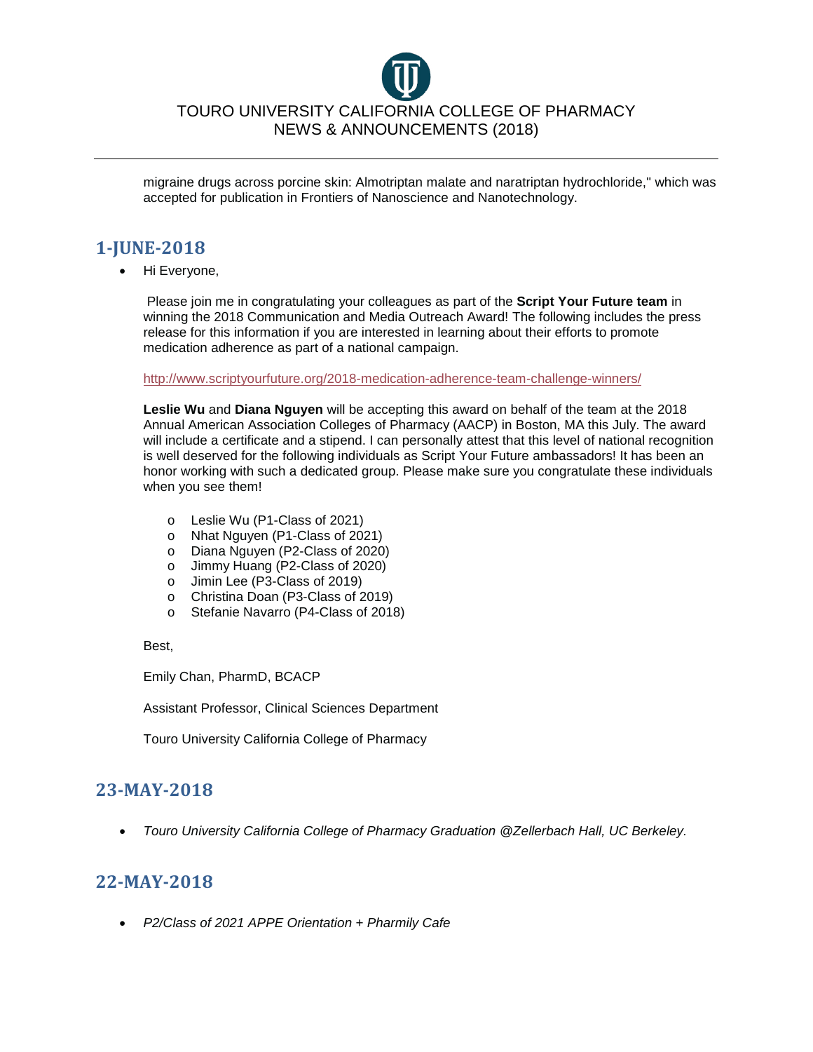migraine drugs across porcine skin: Almotriptan malate and naratriptan hydrochloride," which was accepted for publication in Frontiers of Nanoscience and Nanotechnology.

## 1-JUNE-2018

- Hi Everyone,

  Please join me in congratulating your colleagues as part of the **Script Your Future team** in winning the 2018 Communication and Media Outreach Award! The following includes the press release for this information if you are interested in learning about their efforts to promote medication adherence as part of a national campaign.

  http://www.scriptyourfuture.org/2018-medication-adherence-team-challenge-winners/

  **Leslie Wu** and **Diana Nguyen** will be accepting this award on behalf of the team at the 2018 Annual American Association Colleges of Pharmacy (AACP) in Boston, MA this July. The award will include a certificate and a stipend. I can personally attest that this level of national recognition is well deserved for the following individuals as Script Your Future ambassadors! It has been an honor working with such a dedicated group. Please make sure you congratulate these individuals when you see them!

  - Leslie Wu (P1-Class of 2021)
  - Nhat Nguyen (P1-Class of 2021)
  - Diana Nguyen (P2-Class of 2020)
  - Jimmy Huang (P2-Class of 2020)
  - Jimin Lee (P3-Class of 2019)
  - Christina Doan (P3-Class of 2019)
  - Stefanie Navarro (P4-Class of 2018)

  Best,

  Emily Chan, PharmD, BCACP

  Assistant Professor, Clinical Sciences Department

  Touro University California College of Pharmacy

## 23-MAY-2018

- *Touro University California College of Pharmacy Graduation @Zellerbach Hall, UC Berkeley.*

## 22-MAY-2018

- *P2/Class of 2021 APPE Orientation + Pharmily Cafe*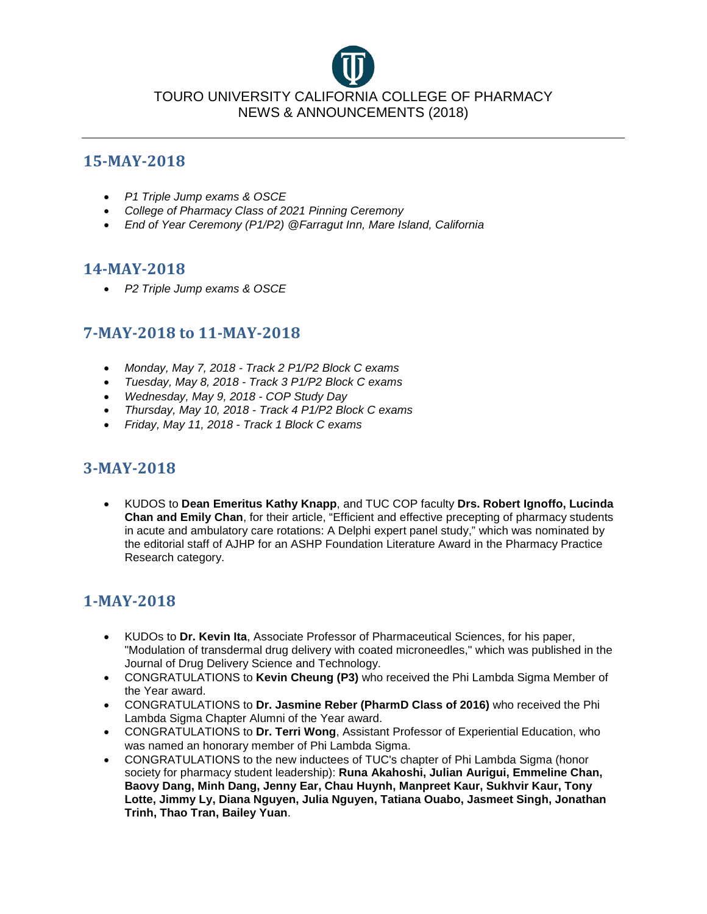TOURO UNIVERSITY CALIFORNIA COLLEGE OF PHARMACY
NEWS & ANNOUNCEMENTS (2018)

## 15-MAY-2018

- *P1 Triple Jump exams & OSCE*
- *College of Pharmacy Class of 2021 Pinning Ceremony*
- *End of Year Ceremony (P1/P2) @Farragut Inn, Mare Island, California*

## 14-MAY-2018

- *P2 Triple Jump exams & OSCE*

## 7-MAY-2018 to 11-MAY-2018

- *Monday, May 7, 2018 - Track 2 P1/P2 Block C exams*
- *Tuesday, May 8, 2018 - Track 3 P1/P2 Block C exams*
- *Wednesday, May 9, 2018 - COP Study Day*
- *Thursday, May 10, 2018 - Track 4 P1/P2 Block C exams*
- *Friday, May 11, 2018 - Track 1 Block C exams*

## 3-MAY-2018

- KUDOS to **Dean Emeritus Kathy Knapp**, and TUC COP faculty **Drs. Robert Ignoffo, Lucinda Chan and Emily Chan**, for their article, "Efficient and effective precepting of pharmacy students in acute and ambulatory care rotations: A Delphi expert panel study," which was nominated by the editorial staff of AJHP for an ASHP Foundation Literature Award in the Pharmacy Practice Research category.

## 1-MAY-2018

- KUDOs to **Dr. Kevin Ita**, Associate Professor of Pharmaceutical Sciences, for his paper, "Modulation of transdermal drug delivery with coated microneedles," which was published in the Journal of Drug Delivery Science and Technology.
- CONGRATULATIONS to **Kevin Cheung (P3)** who received the Phi Lambda Sigma Member of the Year award.
- CONGRATULATIONS to **Dr. Jasmine Reber (PharmD Class of 2016)** who received the Phi Lambda Sigma Chapter Alumni of the Year award.
- CONGRATULATIONS to **Dr. Terri Wong**, Assistant Professor of Experiential Education, who was named an honorary member of Phi Lambda Sigma.
- CONGRATULATIONS to the new inductees of TUC's chapter of Phi Lambda Sigma (honor society for pharmacy student leadership): **Runa Akahoshi, Julian Aurigui, Emmeline Chan, Baovy Dang, Minh Dang, Jenny Ear, Chau Huynh, Manpreet Kaur, Sukhvir Kaur, Tony Lotte, Jimmy Ly, Diana Nguyen, Julia Nguyen, Tatiana Ouabo, Jasmeet Singh, Jonathan Trinh, Thao Tran, Bailey Yuan**.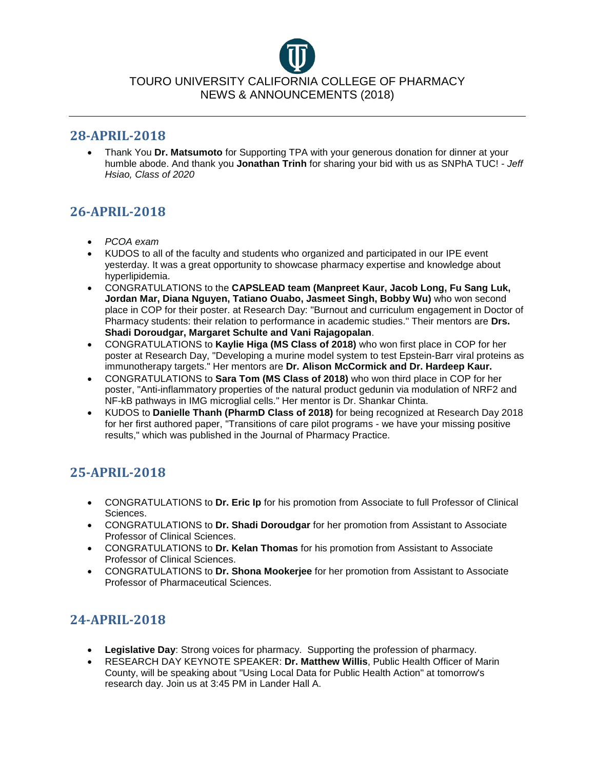TOURO UNIVERSITY CALIFORNIA COLLEGE OF PHARMACY
NEWS & ANNOUNCEMENTS (2018)

---

## 28-APRIL-2018

- Thank You **Dr. Matsumoto** for Supporting TPA with your generous donation for dinner at your humble abode. And thank you **Jonathan Trinh** for sharing your bid with us as SNPhA TUC! - *Jeff Hsiao, Class of 2020*

## 26-APRIL-2018

- *PCOA exam*
- KUDOS to all of the faculty and students who organized and participated in our IPE event yesterday. It was a great opportunity to showcase pharmacy expertise and knowledge about hyperlipidemia.
- CONGRATULATIONS to the **CAPSLEAD team (Manpreet Kaur, Jacob Long, Fu Sang Luk, Jordan Mar, Diana Nguyen, Tatiano Ouabo, Jasmeet Singh, Bobby Wu)** who won second place in COP for their poster. at Research Day: "Burnout and curriculum engagement in Doctor of Pharmacy students: their relation to performance in academic studies." Their mentors are **Drs. Shadi Doroudgar, Margaret Schulte and Vani Rajagopalan**.
- CONGRATULATIONS to **Kaylie Higa (MS Class of 2018)** who won first place in COP for her poster at Research Day, "Developing a murine model system to test Epstein-Barr viral proteins as immunotherapy targets." Her mentors are **Dr. Alison McCormick and Dr. Hardeep Kaur.**
- CONGRATULATIONS to **Sara Tom (MS Class of 2018)** who won third place in COP for her poster, "Anti-inflammatory properties of the natural product gedunin via modulation of NRF2 and NF-kB pathways in IMG microglial cells." Her mentor is Dr. Shankar Chinta.
- KUDOS to **Danielle Thanh (PharmD Class of 2018)** for being recognized at Research Day 2018 for her first authored paper, "Transitions of care pilot programs - we have your missing positive results," which was published in the Journal of Pharmacy Practice.

## 25-APRIL-2018

- CONGRATULATIONS to **Dr. Eric Ip** for his promotion from Associate to full Professor of Clinical Sciences.
- CONGRATULATIONS to **Dr. Shadi Doroudgar** for her promotion from Assistant to Associate Professor of Clinical Sciences.
- CONGRATULATIONS to **Dr. Kelan Thomas** for his promotion from Assistant to Associate Professor of Clinical Sciences.
- CONGRATULATIONS to **Dr. Shona Mookerjee** for her promotion from Assistant to Associate Professor of Pharmaceutical Sciences.

## 24-APRIL-2018

- **Legislative Day**: Strong voices for pharmacy. Supporting the profession of pharmacy.
- RESEARCH DAY KEYNOTE SPEAKER: **Dr. Matthew Willis**, Public Health Officer of Marin County, will be speaking about "Using Local Data for Public Health Action" at tomorrow's research day. Join us at 3:45 PM in Lander Hall A.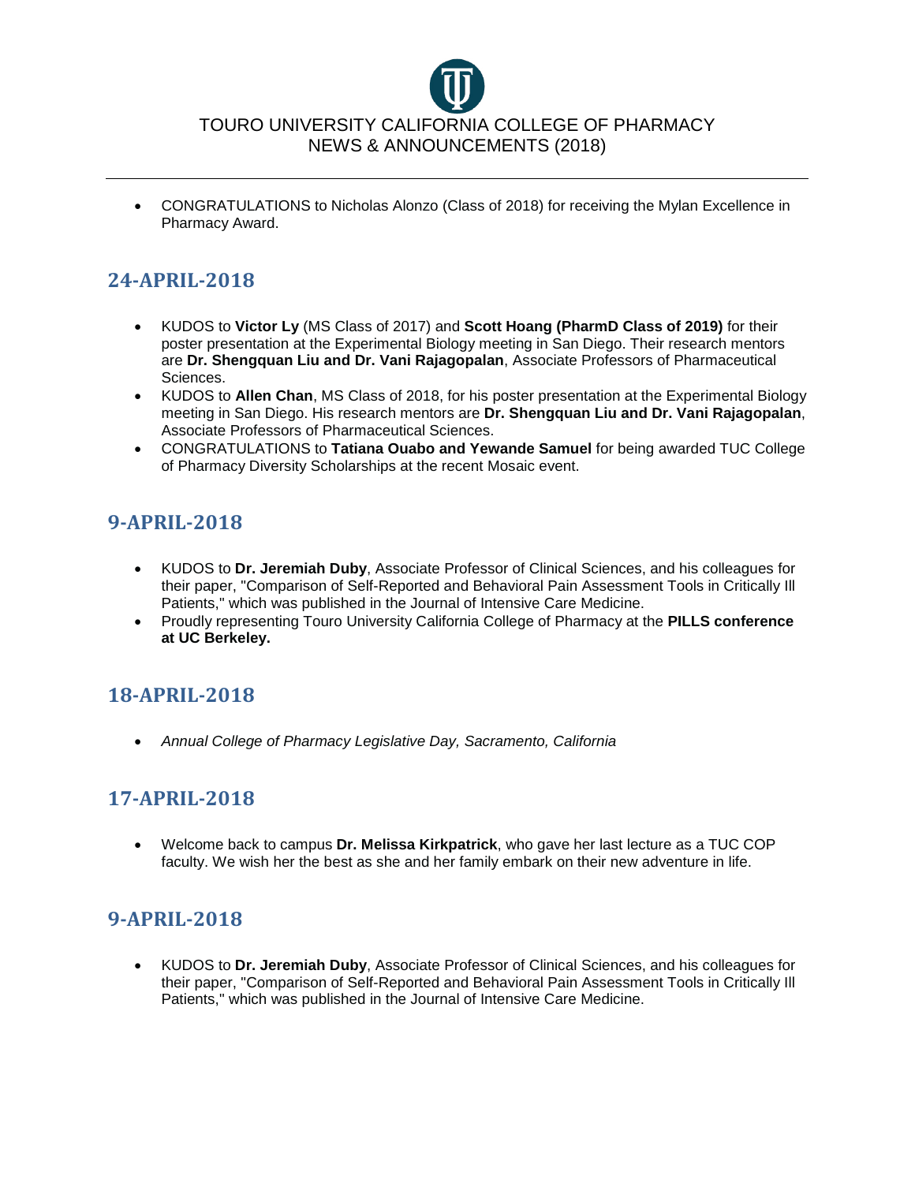- CONGRATULATIONS to Nicholas Alonzo (Class of 2018) for receiving the Mylan Excellence in Pharmacy Award.

## 24-APRIL-2018

- KUDOS to **Victor Ly** (MS Class of 2017) and **Scott Hoang (PharmD Class of 2019)** for their poster presentation at the Experimental Biology meeting in San Diego. Their research mentors are **Dr. Shengquan Liu and Dr. Vani Rajagopalan**, Associate Professors of Pharmaceutical Sciences.
- KUDOS to **Allen Chan**, MS Class of 2018, for his poster presentation at the Experimental Biology meeting in San Diego. His research mentors are **Dr. Shengquan Liu and Dr. Vani Rajagopalan**, Associate Professors of Pharmaceutical Sciences.
- CONGRATULATIONS to **Tatiana Ouabo and Yewande Samuel** for being awarded TUC College of Pharmacy Diversity Scholarships at the recent Mosaic event.

## 9-APRIL-2018

- KUDOS to **Dr. Jeremiah Duby**, Associate Professor of Clinical Sciences, and his colleagues for their paper, "Comparison of Self-Reported and Behavioral Pain Assessment Tools in Critically Ill Patients," which was published in the Journal of Intensive Care Medicine.
- Proudly representing Touro University California College of Pharmacy at the **PILLS conference at UC Berkeley.**

## 18-APRIL-2018

- *Annual College of Pharmacy Legislative Day, Sacramento, California*

## 17-APRIL-2018

- Welcome back to campus **Dr. Melissa Kirkpatrick**, who gave her last lecture as a TUC COP faculty. We wish her the best as she and her family embark on their new adventure in life.

## 9-APRIL-2018

- KUDOS to **Dr. Jeremiah Duby**, Associate Professor of Clinical Sciences, and his colleagues for their paper, "Comparison of Self-Reported and Behavioral Pain Assessment Tools in Critically Ill Patients," which was published in the Journal of Intensive Care Medicine.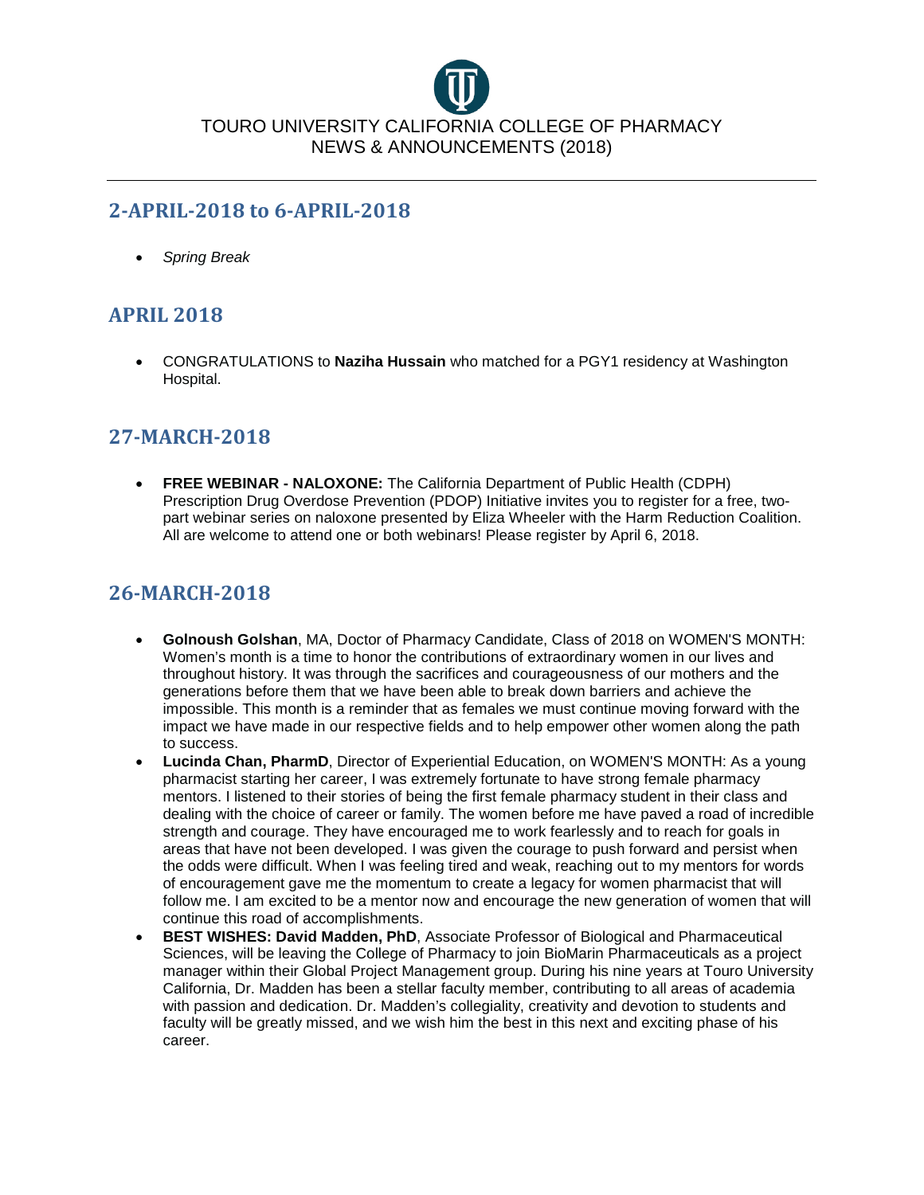TOURO UNIVERSITY CALIFORNIA COLLEGE OF PHARMACY
NEWS & ANNOUNCEMENTS (2018)

## 2-APRIL-2018 to 6-APRIL-2018

- *Spring Break*

## APRIL 2018

- CONGRATULATIONS to **Naziha Hussain** who matched for a PGY1 residency at Washington Hospital.

## 27-MARCH-2018

- **FREE WEBINAR - NALOXONE:** The California Department of Public Health (CDPH) Prescription Drug Overdose Prevention (PDOP) Initiative invites you to register for a free, two-part webinar series on naloxone presented by Eliza Wheeler with the Harm Reduction Coalition. All are welcome to attend one or both webinars! Please register by April 6, 2018.

## 26-MARCH-2018

- **Golnoush Golshan**, MA, Doctor of Pharmacy Candidate, Class of 2018 on WOMEN'S MONTH: Women's month is a time to honor the contributions of extraordinary women in our lives and throughout history. It was through the sacrifices and courageousness of our mothers and the generations before them that we have been able to break down barriers and achieve the impossible. This month is a reminder that as females we must continue moving forward with the impact we have made in our respective fields and to help empower other women along the path to success.
- **Lucinda Chan, PharmD**, Director of Experiential Education, on WOMEN'S MONTH: As a young pharmacist starting her career, I was extremely fortunate to have strong female pharmacy mentors. I listened to their stories of being the first female pharmacy student in their class and dealing with the choice of career or family. The women before me have paved a road of incredible strength and courage. They have encouraged me to work fearlessly and to reach for goals in areas that have not been developed. I was given the courage to push forward and persist when the odds were difficult. When I was feeling tired and weak, reaching out to my mentors for words of encouragement gave me the momentum to create a legacy for women pharmacist that will follow me. I am excited to be a mentor now and encourage the new generation of women that will continue this road of accomplishments.
- **BEST WISHES: David Madden, PhD**, Associate Professor of Biological and Pharmaceutical Sciences, will be leaving the College of Pharmacy to join BioMarin Pharmaceuticals as a project manager within their Global Project Management group. During his nine years at Touro University California, Dr. Madden has been a stellar faculty member, contributing to all areas of academia with passion and dedication. Dr. Madden's collegiality, creativity and devotion to students and faculty will be greatly missed, and we wish him the best in this next and exciting phase of his career.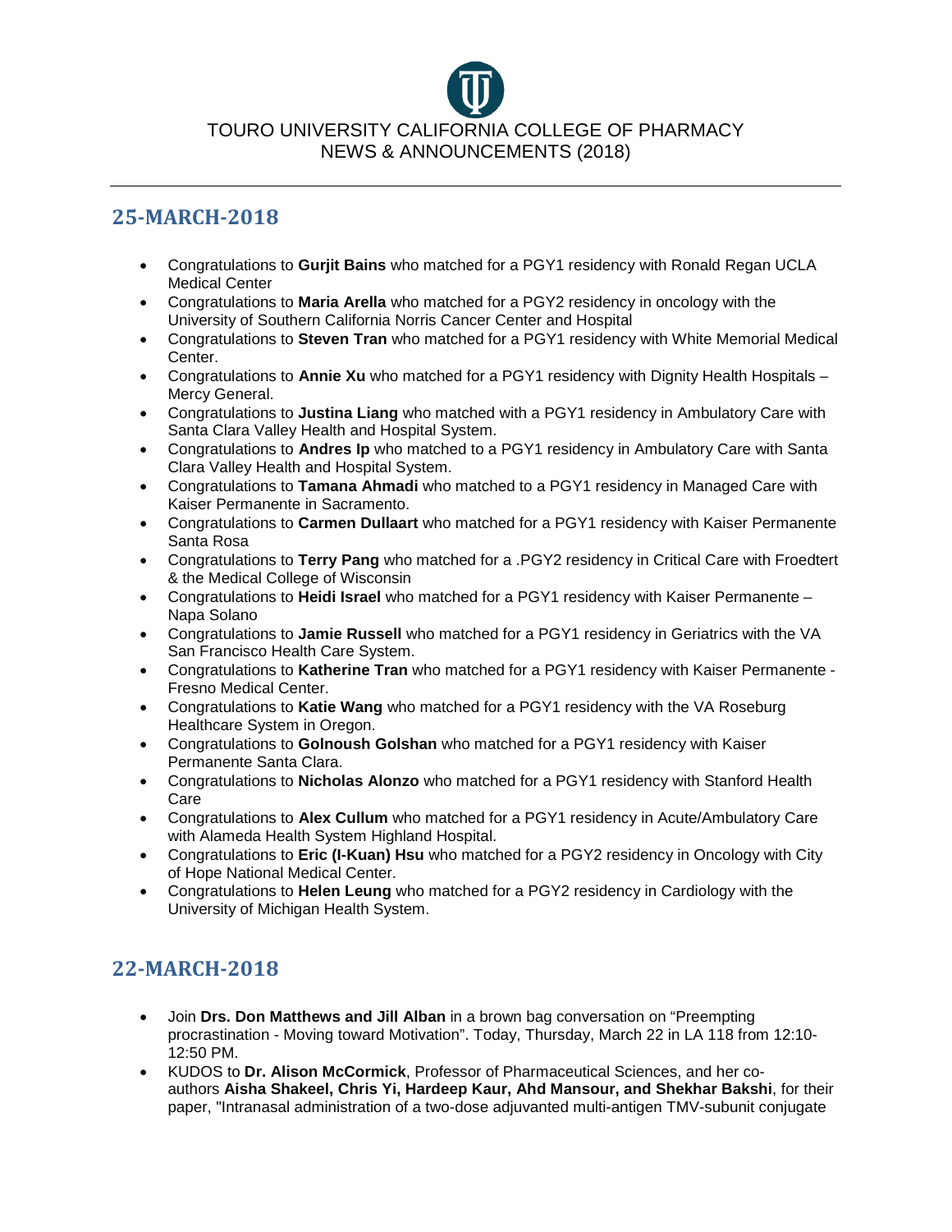TOURO UNIVERSITY CALIFORNIA COLLEGE OF PHARMACY
NEWS & ANNOUNCEMENTS (2018)

## 25-MARCH-2018

- Congratulations to **Gurjit Bains** who matched for a PGY1 residency with Ronald Regan UCLA Medical Center
- Congratulations to **Maria Arella** who matched for a PGY2 residency in oncology with the University of Southern California Norris Cancer Center and Hospital
- Congratulations to **Steven Tran** who matched for a PGY1 residency with White Memorial Medical Center.
- Congratulations to **Annie Xu** who matched for a PGY1 residency with Dignity Health Hospitals – Mercy General.
- Congratulations to **Justina Liang** who matched with a PGY1 residency in Ambulatory Care with Santa Clara Valley Health and Hospital System.
- Congratulations to **Andres Ip** who matched to a PGY1 residency in Ambulatory Care with Santa Clara Valley Health and Hospital System.
- Congratulations to **Tamana Ahmadi** who matched to a PGY1 residency in Managed Care with Kaiser Permanente in Sacramento.
- Congratulations to **Carmen Dullaart** who matched for a PGY1 residency with Kaiser Permanente Santa Rosa
- Congratulations to **Terry Pang** who matched for a .PGY2 residency in Critical Care with Froedtert & the Medical College of Wisconsin
- Congratulations to **Heidi Israel** who matched for a PGY1 residency with Kaiser Permanente – Napa Solano
- Congratulations to **Jamie Russell** who matched for a PGY1 residency in Geriatrics with the VA San Francisco Health Care System.
- Congratulations to **Katherine Tran** who matched for a PGY1 residency with Kaiser Permanente - Fresno Medical Center.
- Congratulations to **Katie Wang** who matched for a PGY1 residency with the VA Roseburg Healthcare System in Oregon.
- Congratulations to **Golnoush Golshan** who matched for a PGY1 residency with Kaiser Permanente Santa Clara.
- Congratulations to **Nicholas Alonzo** who matched for a PGY1 residency with Stanford Health Care
- Congratulations to **Alex Cullum** who matched for a PGY1 residency in Acute/Ambulatory Care with Alameda Health System Highland Hospital.
- Congratulations to **Eric (I-Kuan) Hsu** who matched for a PGY2 residency in Oncology with City of Hope National Medical Center.
- Congratulations to **Helen Leung** who matched for a PGY2 residency in Cardiology with the University of Michigan Health System.

## 22-MARCH-2018

- Join **Drs. Don Matthews and Jill Alban** in a brown bag conversation on "Preempting procrastination - Moving toward Motivation". Today, Thursday, March 22 in LA 118 from 12:10-12:50 PM.
- KUDOS to **Dr. Alison McCormick**, Professor of Pharmaceutical Sciences, and her co-authors **Aisha Shakeel, Chris Yi, Hardeep Kaur, Ahd Mansour, and Shekhar Bakshi**, for their paper, "Intranasal administration of a two-dose adjuvanted multi-antigen TMV-subunit conjugate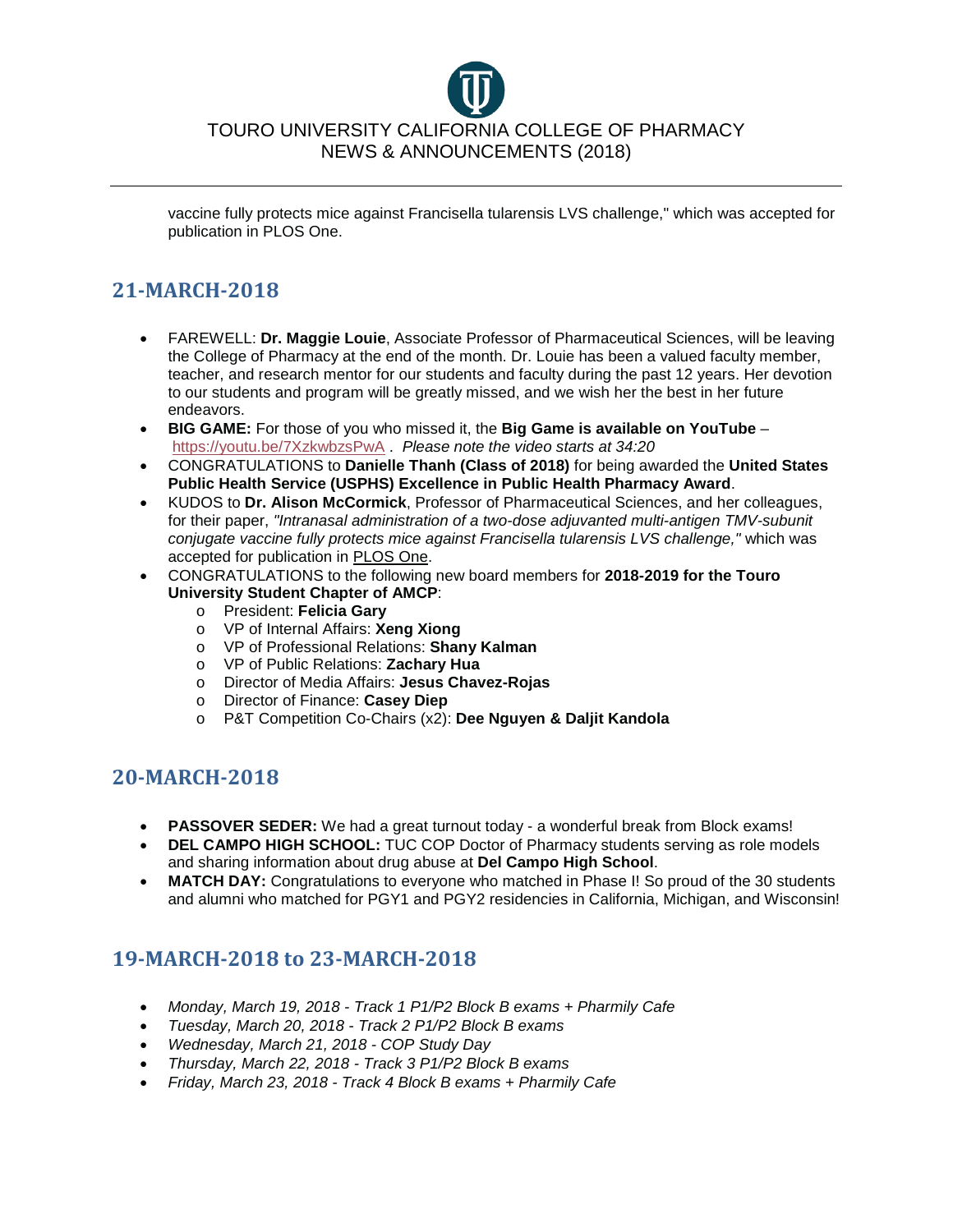vaccine fully protects mice against Francisella tularensis LVS challenge," which was accepted for publication in PLOS One.

## 21-MARCH-2018

- FAREWELL: **Dr. Maggie Louie**, Associate Professor of Pharmaceutical Sciences, will be leaving the College of Pharmacy at the end of the month. Dr. Louie has been a valued faculty member, teacher, and research mentor for our students and faculty during the past 12 years. Her devotion to our students and program will be greatly missed, and we wish her the best in her future endeavors.
- **BIG GAME:** For those of you who missed it, the **Big Game is available on YouTube** – https://youtu.be/7XzkwbzsPwA . *Please note the video starts at 34:20*
- CONGRATULATIONS to **Danielle Thanh (Class of 2018)** for being awarded the **United States Public Health Service (USPHS) Excellence in Public Health Pharmacy Award**.
- KUDOS to **Dr. Alison McCormick**, Professor of Pharmaceutical Sciences, and her colleagues, for their paper, *"Intranasal administration of a two-dose adjuvanted multi-antigen TMV-subunit conjugate vaccine fully protects mice against Francisella tularensis LVS challenge,"* which was accepted for publication in PLOS One.
- CONGRATULATIONS to the following new board members for **2018-2019 for the Touro University Student Chapter of AMCP**:
    - President: **Felicia Gary**
    - VP of Internal Affairs: **Xeng Xiong**
    - VP of Professional Relations: **Shany Kalman**
    - VP of Public Relations: **Zachary Hua**
    - Director of Media Affairs: **Jesus Chavez-Rojas**
    - Director of Finance: **Casey Diep**
    - P&T Competition Co-Chairs (x2): **Dee Nguyen & Daljit Kandola**

## 20-MARCH-2018

- **PASSOVER SEDER:** We had a great turnout today - a wonderful break from Block exams!
- **DEL CAMPO HIGH SCHOOL:** TUC COP Doctor of Pharmacy students serving as role models and sharing information about drug abuse at **Del Campo High School**.
- **MATCH DAY:** Congratulations to everyone who matched in Phase I! So proud of the 30 students and alumni who matched for PGY1 and PGY2 residencies in California, Michigan, and Wisconsin!

## 19-MARCH-2018 to 23-MARCH-2018

- *Monday, March 19, 2018 - Track 1 P1/P2 Block B exams + Pharmily Cafe*
- *Tuesday, March 20, 2018 - Track 2 P1/P2 Block B exams*
- *Wednesday, March 21, 2018 - COP Study Day*
- *Thursday, March 22, 2018 - Track 3 P1/P2 Block B exams*
- *Friday, March 23, 2018 - Track 4 Block B exams + Pharmily Cafe*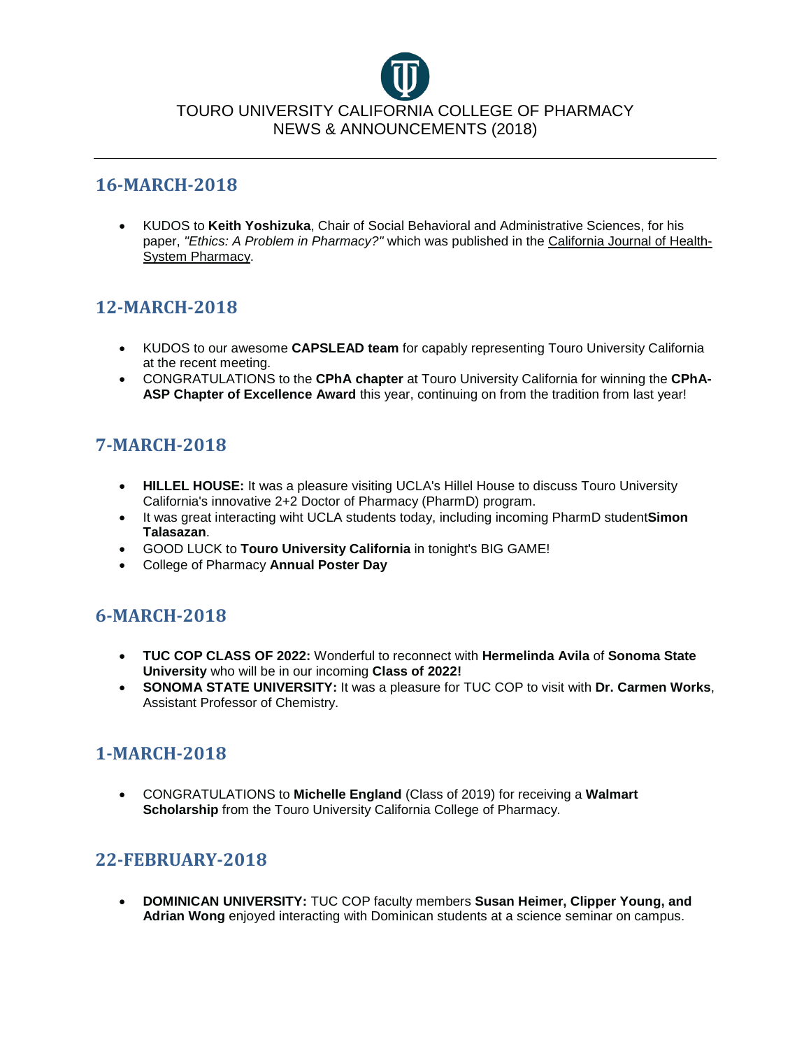TOURO UNIVERSITY CALIFORNIA COLLEGE OF PHARMACY
NEWS & ANNOUNCEMENTS (2018)

---

## 16-MARCH-2018

- KUDOS to **Keith Yoshizuka**, Chair of Social Behavioral and Administrative Sciences, for his paper, *"Ethics: A Problem in Pharmacy?"* which was published in the California Journal of Health-System Pharmacy.

## 12-MARCH-2018

- KUDOS to our awesome **CAPSLEAD team** for capably representing Touro University California at the recent meeting.
- CONGRATULATIONS to the **CPhA chapter** at Touro University California for winning the **CPhA-ASP Chapter of Excellence Award** this year, continuing on from the tradition from last year!

## 7-MARCH-2018

- **HILLEL HOUSE:** It was a pleasure visiting UCLA's Hillel House to discuss Touro University California's innovative 2+2 Doctor of Pharmacy (PharmD) program.
- It was great interacting wiht UCLA students today, including incoming PharmD student**Simon Talasazan**.
- GOOD LUCK to **Touro University California** in tonight's BIG GAME!
- College of Pharmacy **Annual Poster Day**

## 6-MARCH-2018

- **TUC COP CLASS OF 2022:** Wonderful to reconnect with **Hermelinda Avila** of **Sonoma State University** who will be in our incoming **Class of 2022!**
- **SONOMA STATE UNIVERSITY:** It was a pleasure for TUC COP to visit with **Dr. Carmen Works**, Assistant Professor of Chemistry.

## 1-MARCH-2018

- CONGRATULATIONS to **Michelle England** (Class of 2019) for receiving a **Walmart Scholarship** from the Touro University California College of Pharmacy.

## 22-FEBRUARY-2018

- **DOMINICAN UNIVERSITY:** TUC COP faculty members **Susan Heimer, Clipper Young, and Adrian Wong** enjoyed interacting with Dominican students at a science seminar on campus.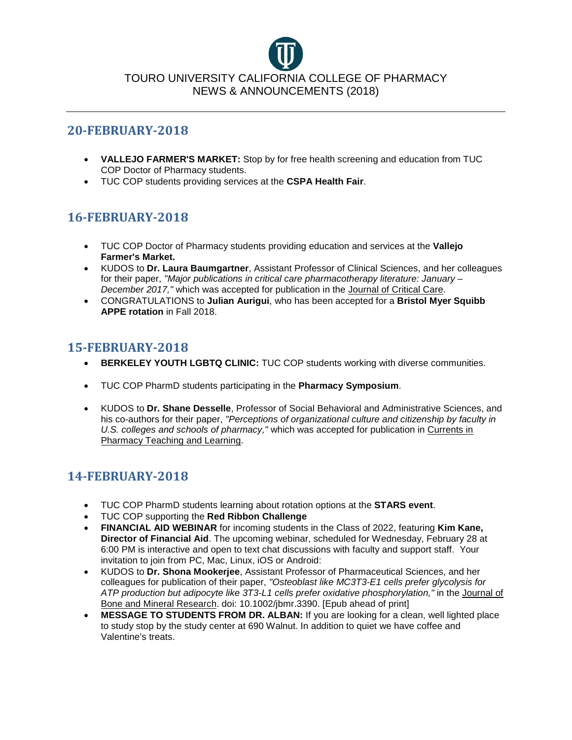TOURO UNIVERSITY CALIFORNIA COLLEGE OF PHARMACY
NEWS & ANNOUNCEMENTS (2018)

## 20-FEBRUARY-2018

- **VALLEJO FARMER'S MARKET:** Stop by for free health screening and education from TUC COP Doctor of Pharmacy students.
- TUC COP students providing services at the **CSPA Health Fair**.

## 16-FEBRUARY-2018

- TUC COP Doctor of Pharmacy students providing education and services at the **Vallejo Farmer's Market.**
- KUDOS to **Dr. Laura Baumgartner**, Assistant Professor of Clinical Sciences, and her colleagues for their paper, *"Major publications in critical care pharmacotherapy literature: January – December 2017,"* which was accepted for publication in the Journal of Critical Care.
- CONGRATULATIONS to **Julian Aurigui**, who has been accepted for a **Bristol Myer Squibb APPE rotation** in Fall 2018.

## 15-FEBRUARY-2018

- **BERKELEY YOUTH LGBTQ CLINIC:** TUC COP students working with diverse communities.
- TUC COP PharmD students participating in the **Pharmacy Symposium**.
- KUDOS to **Dr. Shane Desselle**, Professor of Social Behavioral and Administrative Sciences, and his co-authors for their paper, *"Perceptions of organizational culture and citizenship by faculty in U.S. colleges and schools of pharmacy,"* which was accepted for publication in Currents in Pharmacy Teaching and Learning.

## 14-FEBRUARY-2018

- TUC COP PharmD students learning about rotation options at the **STARS event**.
- TUC COP supporting the **Red Ribbon Challenge**
- **FINANCIAL AID WEBINAR** for incoming students in the Class of 2022, featuring **Kim Kane, Director of Financial Aid**. The upcoming webinar, scheduled for Wednesday, February 28 at 6:00 PM is interactive and open to text chat discussions with faculty and support staff. Your invitation to join from PC, Mac, Linux, iOS or Android:
- KUDOS to **Dr. Shona Mookerjee**, Assistant Professor of Pharmaceutical Sciences, and her colleagues for publication of their paper, *"Osteoblast like MC3T3-E1 cells prefer glycolysis for ATP production but adipocyte like 3T3-L1 cells prefer oxidative phosphorylation,"* in the Journal of Bone and Mineral Research. doi: 10.1002/jbmr.3390. [Epub ahead of print]
- **MESSAGE TO STUDENTS FROM DR. ALBAN:** If you are looking for a clean, well lighted place to study stop by the study center at 690 Walnut. In addition to quiet we have coffee and Valentine's treats.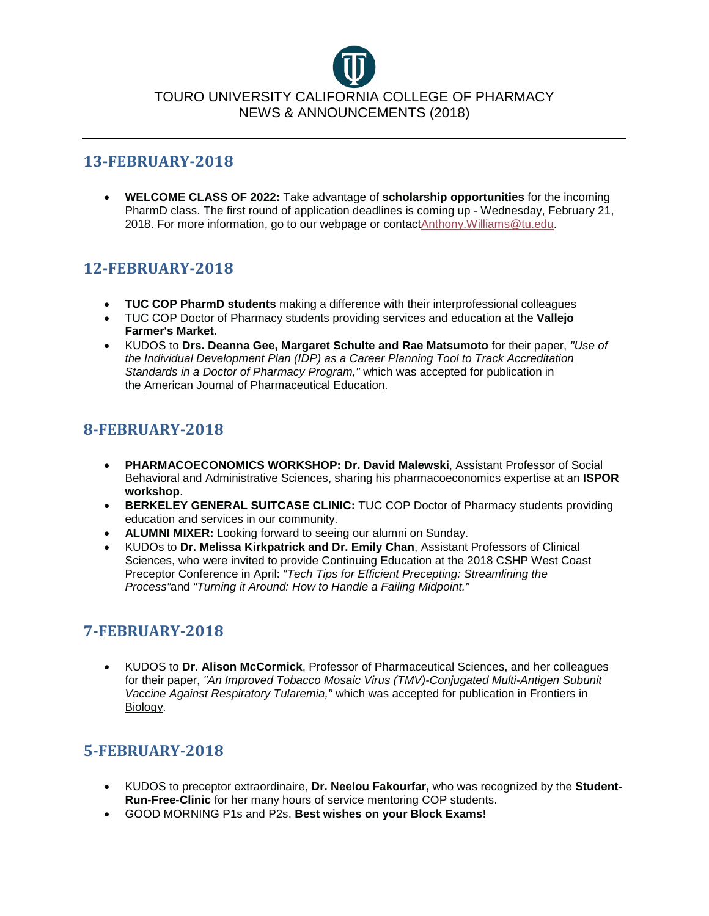TOURO UNIVERSITY CALIFORNIA COLLEGE OF PHARMACY
NEWS & ANNOUNCEMENTS (2018)

## 13-FEBRUARY-2018

- **WELCOME CLASS OF 2022:** Take advantage of **scholarship opportunities** for the incoming PharmD class. The first round of application deadlines is coming up - Wednesday, February 21, 2018. For more information, go to our webpage or contactAnthony.Williams@tu.edu.

## 12-FEBRUARY-2018

- **TUC COP PharmD students** making a difference with their interprofessional colleagues
- TUC COP Doctor of Pharmacy students providing services and education at the **Vallejo Farmer's Market.**
- KUDOS to **Drs. Deanna Gee, Margaret Schulte and Rae Matsumoto** for their paper, *"Use of the Individual Development Plan (IDP) as a Career Planning Tool to Track Accreditation Standards in a Doctor of Pharmacy Program,"* which was accepted for publication in the American Journal of Pharmaceutical Education.

## 8-FEBRUARY-2018

- **PHARMACOECONOMICS WORKSHOP: Dr. David Malewski**, Assistant Professor of Social Behavioral and Administrative Sciences, sharing his pharmacoeconomics expertise at an **ISPOR workshop**.
- **BERKELEY GENERAL SUITCASE CLINIC:** TUC COP Doctor of Pharmacy students providing education and services in our community.
- **ALUMNI MIXER:** Looking forward to seeing our alumni on Sunday.
- KUDOs to **Dr. Melissa Kirkpatrick and Dr. Emily Chan**, Assistant Professors of Clinical Sciences, who were invited to provide Continuing Education at the 2018 CSHP West Coast Preceptor Conference in April: *"Tech Tips for Efficient Precepting: Streamlining the Process"*and *"Turning it Around: How to Handle a Failing Midpoint."*

## 7-FEBRUARY-2018

- KUDOS to **Dr. Alison McCormick**, Professor of Pharmaceutical Sciences, and her colleagues for their paper, *"An Improved Tobacco Mosaic Virus (TMV)-Conjugated Multi-Antigen Subunit Vaccine Against Respiratory Tularemia,"* which was accepted for publication in Frontiers in Biology.

## 5-FEBRUARY-2018

- KUDOS to preceptor extraordinaire, **Dr. Neelou Fakourfar,** who was recognized by the **Student-Run-Free-Clinic** for her many hours of service mentoring COP students.
- GOOD MORNING P1s and P2s. **Best wishes on your Block Exams!**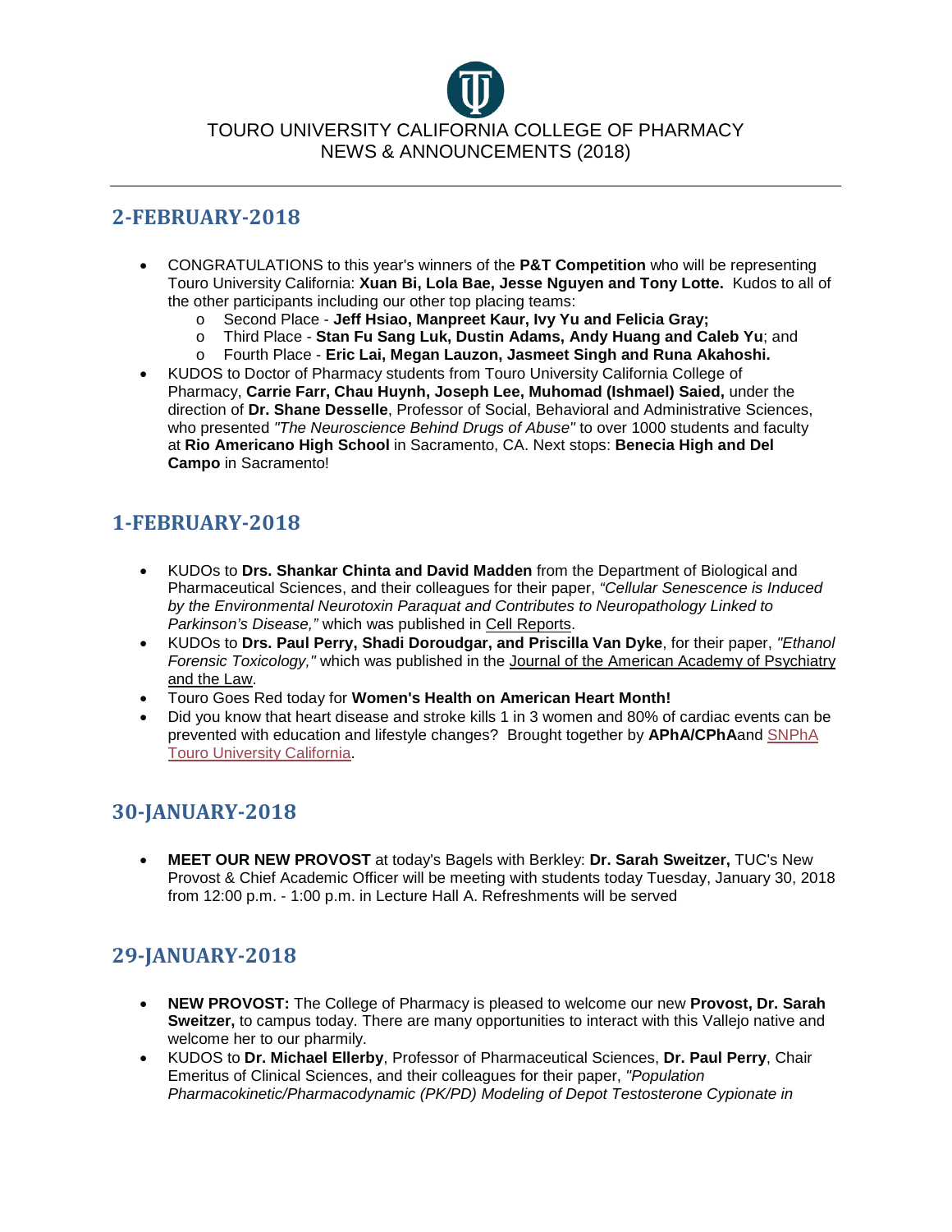TOURO UNIVERSITY CALIFORNIA COLLEGE OF PHARMACY
NEWS & ANNOUNCEMENTS (2018)

## 2-FEBRUARY-2018

- CONGRATULATIONS to this year's winners of the **P&T Competition** who will be representing Touro University California: **Xuan Bi, Lola Bae, Jesse Nguyen and Tony Lotte.** Kudos to all of the other participants including our other top placing teams:
  - Second Place - **Jeff Hsiao, Manpreet Kaur, Ivy Yu and Felicia Gray;**
  - Third Place - **Stan Fu Sang Luk, Dustin Adams, Andy Huang and Caleb Yu**; and
  - Fourth Place - **Eric Lai, Megan Lauzon, Jasmeet Singh and Runa Akahoshi.**
- KUDOS to Doctor of Pharmacy students from Touro University California College of Pharmacy, **Carrie Farr, Chau Huynh, Joseph Lee, Muhomad (Ishmael) Saied,** under the direction of **Dr. Shane Desselle**, Professor of Social, Behavioral and Administrative Sciences, who presented *"The Neuroscience Behind Drugs of Abuse"* to over 1000 students and faculty at **Rio Americano High School** in Sacramento, CA. Next stops: **Benecia High and Del Campo** in Sacramento!

## 1-FEBRUARY-2018

- KUDOs to **Drs. Shankar Chinta and David Madden** from the Department of Biological and Pharmaceutical Sciences, and their colleagues for their paper, *"Cellular Senescence is Induced by the Environmental Neurotoxin Paraquat and Contributes to Neuropathology Linked to Parkinson's Disease,"* which was published in Cell Reports.
- KUDOs to **Drs. Paul Perry, Shadi Doroudgar, and Priscilla Van Dyke**, for their paper, *"Ethanol Forensic Toxicology,"* which was published in the Journal of the American Academy of Psychiatry and the Law.
- Touro Goes Red today for **Women's Health on American Heart Month!**
- Did you know that heart disease and stroke kills 1 in 3 women and 80% of cardiac events can be prevented with education and lifestyle changes? Brought together by **APhA/CPhA**and SNPhA Touro University California.

## 30-JANUARY-2018

- **MEET OUR NEW PROVOST** at today's Bagels with Berkley: **Dr. Sarah Sweitzer,** TUC's New Provost & Chief Academic Officer will be meeting with students today Tuesday, January 30, 2018 from 12:00 p.m. - 1:00 p.m. in Lecture Hall A. Refreshments will be served

## 29-JANUARY-2018

- **NEW PROVOST:** The College of Pharmacy is pleased to welcome our new **Provost, Dr. Sarah Sweitzer,** to campus today. There are many opportunities to interact with this Vallejo native and welcome her to our pharmily.
- KUDOS to **Dr. Michael Ellerby**, Professor of Pharmaceutical Sciences, **Dr. Paul Perry**, Chair Emeritus of Clinical Sciences, and their colleagues for their paper, *"Population Pharmacokinetic/Pharmacodynamic (PK/PD) Modeling of Depot Testosterone Cypionate in*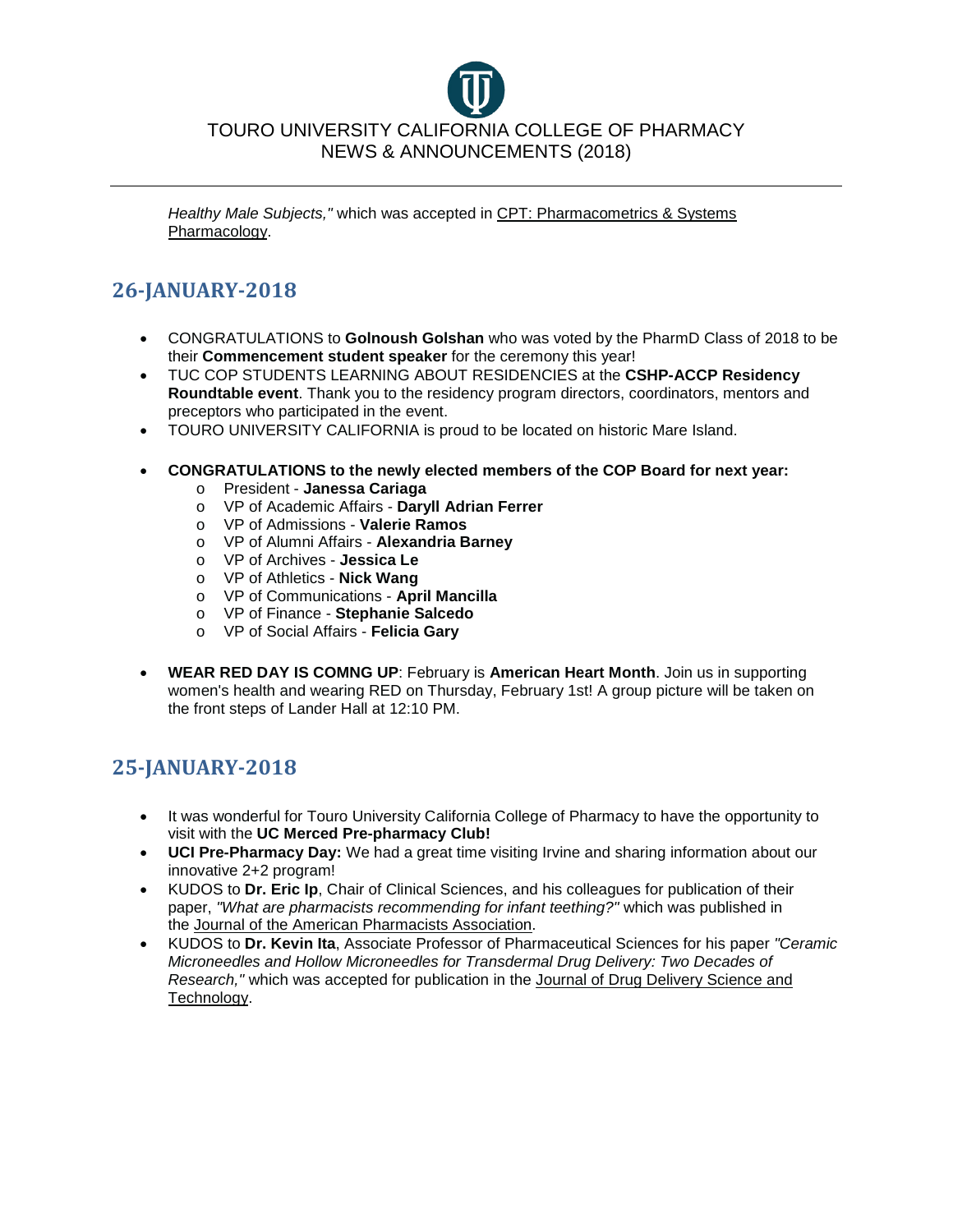*Healthy Male Subjects,"* which was accepted in CPT: Pharmacometrics & Systems Pharmacology.

## 26-JANUARY-2018

- CONGRATULATIONS to **Golnoush Golshan** who was voted by the PharmD Class of 2018 to be their **Commencement student speaker** for the ceremony this year!
- TUC COP STUDENTS LEARNING ABOUT RESIDENCIES at the **CSHP-ACCP Residency Roundtable event**. Thank you to the residency program directors, coordinators, mentors and preceptors who participated in the event.
- TOURO UNIVERSITY CALIFORNIA is proud to be located on historic Mare Island.
- **CONGRATULATIONS to the newly elected members of the COP Board for next year:**
  - President - **Janessa Cariaga**
  - VP of Academic Affairs - **Daryll Adrian Ferrer**
  - VP of Admissions - **Valerie Ramos**
  - VP of Alumni Affairs - **Alexandria Barney**
  - VP of Archives - **Jessica Le**
  - VP of Athletics - **Nick Wang**
  - VP of Communications - **April Mancilla**
  - VP of Finance - **Stephanie Salcedo**
  - VP of Social Affairs - **Felicia Gary**
- **WEAR RED DAY IS COMNG UP**: February is **American Heart Month**. Join us in supporting women's health and wearing RED on Thursday, February 1st! A group picture will be taken on the front steps of Lander Hall at 12:10 PM.

## 25-JANUARY-2018

- It was wonderful for Touro University California College of Pharmacy to have the opportunity to visit with the **UC Merced Pre-pharmacy Club!**
- **UCI Pre-Pharmacy Day:** We had a great time visiting Irvine and sharing information about our innovative 2+2 program!
- KUDOS to **Dr. Eric Ip**, Chair of Clinical Sciences, and his colleagues for publication of their paper, *"What are pharmacists recommending for infant teething?"* which was published in the Journal of the American Pharmacists Association.
- KUDOS to **Dr. Kevin Ita**, Associate Professor of Pharmaceutical Sciences for his paper *"Ceramic Microneedles and Hollow Microneedles for Transdermal Drug Delivery: Two Decades of Research,"* which was accepted for publication in the Journal of Drug Delivery Science and Technology.